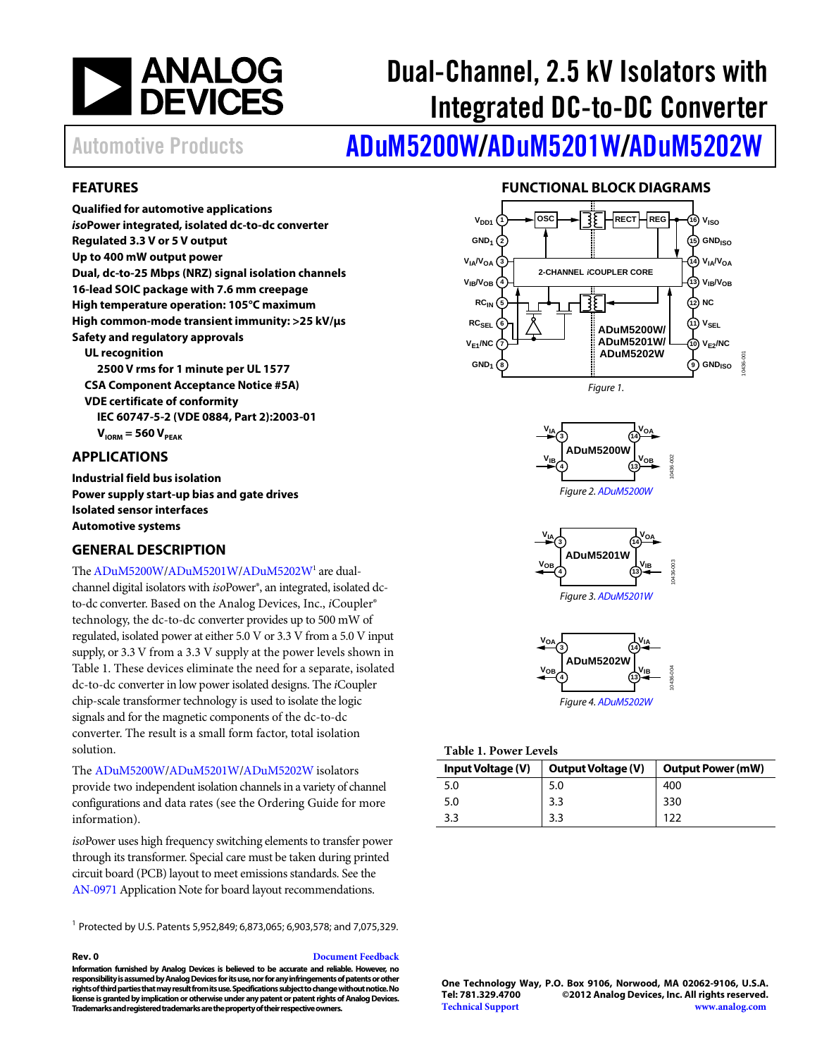# Dual-Channel, 2.5 kV Isolators with Integrated DC-to-DC Converter

Automotive Products

# ADuM5200W/ADuM5201W/ADuM5202W

## FEATURES

**Qualified for automotive applications**
***iso*Power integrated, isolated dc-to-dc converter**
**Regulated 3.3 V or 5 V output**
**Up to 400 mW output power**
**Dual, dc-to-25 Mbps (NRZ) signal isolation channels**
**16-lead SOIC package with 7.6 mm creepage**
**High temperature operation: 105°C maximum**
**High common-mode transient immunity: >25 kV/μs**
**Safety and regulatory approvals**

- **UL recognition**
  - **2500 V rms for 1 minute per UL 1577**
- **CSA Component Acceptance Notice #5A)**
- **VDE certificate of conformity**
  - **IEC 60747-5-2 (VDE 0884, Part 2):2003-01**
  - **$V_{IORM}$ = 560 $V_{PEAK}$**

## APPLICATIONS

**Industrial field bus isolation**
**Power supply start-up bias and gate drives**
**Isolated sensor interfaces**
**Automotive systems**

## GENERAL DESCRIPTION

The ADuM5200W/ADuM5201W/ADuM5202W[1] are dual-channel digital isolators with *iso*Power®, an integrated, isolated dc-to-dc converter. Based on the Analog Devices, Inc., *i*Coupler® technology, the dc-to-dc converter provides up to 500 mW of regulated, isolated power at either 5.0 V or 3.3 V from a 5.0 V input supply, or 3.3 V from a 3.3 V supply at the power levels shown in Table 1. These devices eliminate the need for a separate, isolated dc-to-dc converter in low power isolated designs. The *i*Coupler chip-scale transformer technology is used to isolate the logic signals and for the magnetic components of the dc-to-dc converter. The result is a small form factor, total isolation solution.

The ADuM5200W/ADuM5201W/ADuM5202W isolators provide two independent isolation channels in a variety of channel configurations and data rates (see the Ordering Guide for more information).

*iso*Power uses high frequency switching elements to transfer power through its transformer. Special care must be taken during printed circuit board (PCB) layout to meet emissions standards. See the AN-0971 Application Note for board layout recommendations.

[1] Protected by U.S. Patents 5,952,849; 6,873,065; 6,903,578; and 7,075,329.

## FUNCTIONAL BLOCK DIAGRAMS

VDD1 1
GND1 2
VIA/VOA 3
VIB/VOB 4
RCIN 5
RCSEL 6
VE1/NC 7
GND1 8
OSC
RECT
REG
2-CHANNEL iCOUPLER CORE
ADuM5200W/
ADuM5201W/
ADuM5202W
16 VISO
15 GNDISO
14 VIA/VOA
13 VIB/VOB
12 NC
11 VSEL
10 VE2/NC
9 GNDISO
10436-001

Figure 1.

VIA 3
VIB 4
ADuM5200W
14 VOA
13 VOB
10436-002

Figure 2. ADuM5200W

VIA 3
VOB 4
ADuM5201W
14 VOA
13 VIB
10436-003

Figure 3. ADuM5201W

VOA 3
VOB 4
ADuM5202W
14 VIA
13 VIB
10436-004

Figure 4. ADuM5202W

**Table 1. Power Levels**

| Input Voltage (V) | Output Voltage (V) | Output Power (mW) |
|---|---|---|
| 5.0 | 5.0 | 400 |
| 5.0 | 3.3 | 330 |
| 3.3 | 3.3 | 122 |

**Rev. 0** Document Feedback

**Information furnished by Analog Devices is believed to be accurate and reliable. However, no responsibility is assumed by Analog Devices for its use, nor for any infringements of patents or other rights of third parties that may result from its use. Specifications subject to change without notice. No license is granted by implication or otherwise under any patent or patent rights of Analog Devices. Trademarks and registered trademarks are the property of their respective owners.**

**One Technology Way, P.O. Box 9106, Norwood, MA 02062-9106, U.S.A.**
**Tel: 781.329.4700 ©2012 Analog Devices, Inc. All rights reserved.**
**Technical Support www.analog.com**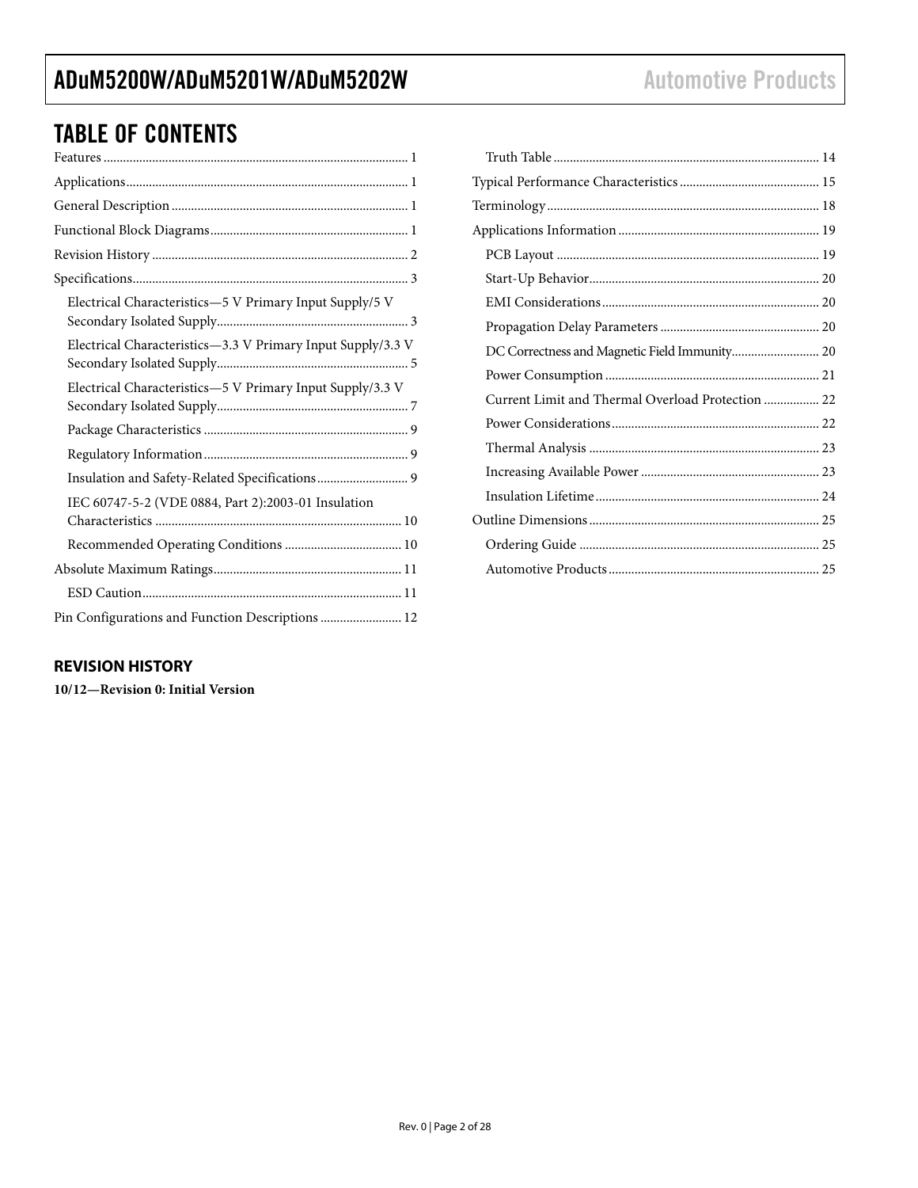## TABLE OF CONTENTS

Features ... 1
Applications ... 1
General Description ... 1
Functional Block Diagrams ... 1
Revision History ... 2
Specifications ... 3
  Electrical Characteristics—5 V Primary Input Supply/5 V Secondary Isolated Supply ... 3
  Electrical Characteristics—3.3 V Primary Input Supply/3.3 V Secondary Isolated Supply ... 5
  Electrical Characteristics—5 V Primary Input Supply/3.3 V Secondary Isolated Supply ... 7
  Package Characteristics ... 9
  Regulatory Information ... 9
  Insulation and Safety-Related Specifications ... 9
  IEC 60747-5-2 (VDE 0884, Part 2):2003-01 Insulation Characteristics ... 10
  Recommended Operating Conditions ... 10
Absolute Maximum Ratings ... 11
  ESD Caution ... 11
Pin Configurations and Function Descriptions ... 12
  Truth Table ... 14
Typical Performance Characteristics ... 15
Terminology ... 18
Applications Information ... 19
  PCB Layout ... 19
  Start-Up Behavior ... 20
  EMI Considerations ... 20
  Propagation Delay Parameters ... 20
  DC Correctness and Magnetic Field Immunity ... 20
  Power Consumption ... 21
  Current Limit and Thermal Overload Protection ... 22
  Power Considerations ... 22
  Thermal Analysis ... 23
  Increasing Available Power ... 23
  Insulation Lifetime ... 24
Outline Dimensions ... 25
  Ordering Guide ... 25
  Automotive Products ... 25

### REVISION HISTORY

**10/12—Revision 0: Initial Version**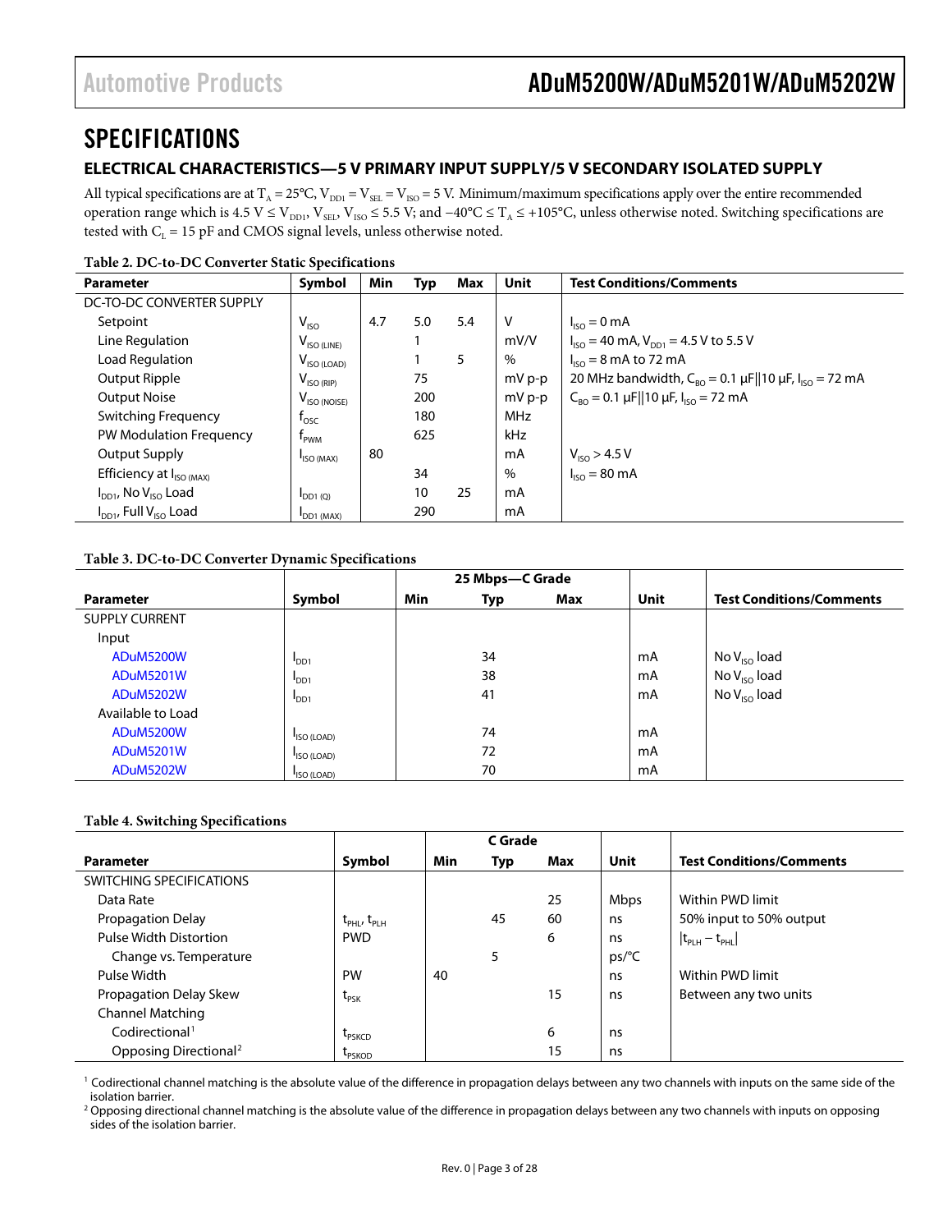# SPECIFICATIONS

## ELECTRICAL CHARACTERISTICS—5 V PRIMARY INPUT SUPPLY/5 V SECONDARY ISOLATED SUPPLY

All typical specifications are at $T_A$ = 25°C, $V_{DD1}$ = $V_{SEL}$ = $V_{ISO}$ = 5 V. Minimum/maximum specifications apply over the entire recommended operation range which is 4.5 V ≤ $V_{DD1}$, $V_{SEL}$, $V_{ISO}$ ≤ 5.5 V; and −40°C ≤ $T_A$ ≤ +105°C, unless otherwise noted. Switching specifications are tested with $C_L$ = 15 pF and CMOS signal levels, unless otherwise noted.

**Table 2. DC-to-DC Converter Static Specifications**

| Parameter | Symbol | Min | Typ | Max | Unit | Test Conditions/Comments |
|---|---|---|---|---|---|---|
| DC-TO-DC CONVERTER SUPPLY | | | | | | |
| Setpoint | $V_{ISO}$ | 4.7 | 5.0 | 5.4 | V | $I_{ISO}$ = 0 mA |
| Line Regulation | $V_{ISO (LINE)}$ | | 1 | | mV/V | $I_{ISO}$ = 40 mA, $V_{DD1}$ = 4.5 V to 5.5 V |
| Load Regulation | $V_{ISO (LOAD)}$ | | 1 | 5 | % | $I_{ISO}$ = 8 mA to 72 mA |
| Output Ripple | $V_{ISO (RIP)}$ | | 75 | | mV p-p | 20 MHz bandwidth, $C_{BO}$ = 0.1 µF‖10 µF, $I_{ISO}$ = 72 mA |
| Output Noise | $V_{ISO (NOISE)}$ | | 200 | | mV p-p | $C_{BO}$ = 0.1 µF‖10 µF, $I_{ISO}$ = 72 mA |
| Switching Frequency | $f_{OSC}$ | | 180 | | MHz | |
| PW Modulation Frequency | $f_{PWM}$ | | 625 | | kHz | |
| Output Supply | $I_{ISO (MAX)}$ | 80 | | | mA | $V_{ISO}$ > 4.5 V |
| Efficiency at $I_{ISO (MAX)}$ | | | 34 | | % | $I_{ISO}$ = 80 mA |
| $I_{DD1}$, No $V_{ISO}$ Load | $I_{DD1 (Q)}$ | | 10 | 25 | mA | |
| $I_{DD1}$, Full $V_{ISO}$ Load | $I_{DD1 (MAX)}$ | | 290 | | mA | |

**Table 3. DC-to-DC Converter Dynamic Specifications**

| | | 25 Mbps—C Grade | | | | |
|---|---|---|---|---|---|---|
| Parameter | Symbol | Min | Typ | Max | Unit | Test Conditions/Comments |
| SUPPLY CURRENT | | | | | | |
| Input | | | | | | |
| ADuM5200W | $I_{DD1}$ | | 34 | | mA | No $V_{ISO}$ load |
| ADuM5201W | $I_{DD1}$ | | 38 | | mA | No $V_{ISO}$ load |
| ADuM5202W | $I_{DD1}$ | | 41 | | mA | No $V_{ISO}$ load |
| Available to Load | | | | | | |
| ADuM5200W | $I_{ISO (LOAD)}$ | | 74 | | mA | |
| ADuM5201W | $I_{ISO (LOAD)}$ | | 72 | | mA | |
| ADuM5202W | $I_{ISO (LOAD)}$ | | 70 | | mA | |

**Table 4. Switching Specifications**

| | | C Grade | | | | |
|---|---|---|---|---|---|---|
| Parameter | Symbol | Min | Typ | Max | Unit | Test Conditions/Comments |
| SWITCHING SPECIFICATIONS | | | | | | |
| Data Rate | | | | 25 | Mbps | Within PWD limit |
| Propagation Delay | $t_{PHL}$, $t_{PLH}$ | | 45 | 60 | ns | 50% input to 50% output |
| Pulse Width Distortion | PWD | | | 6 | ns | $\|t_{PLH} - t_{PHL}\|$ |
| Change vs. Temperature | | | 5 | | ps/°C | |
| Pulse Width | PW | 40 | | | ns | Within PWD limit |
| Propagation Delay Skew | $t_{PSK}$ | | | 15 | ns | Between any two units |
| Channel Matching | | | | | | |
| Codirectional[1] | $t_{PSKCD}$ | | | 6 | ns | |
| Opposing Directional[2] | $t_{PSKOD}$ | | | 15 | ns | |

[1] Codirectional channel matching is the absolute value of the difference in propagation delays between any two channels with inputs on the same side of the isolation barrier.

[2] Opposing directional channel matching is the absolute value of the difference in propagation delays between any two channels with inputs on opposing sides of the isolation barrier.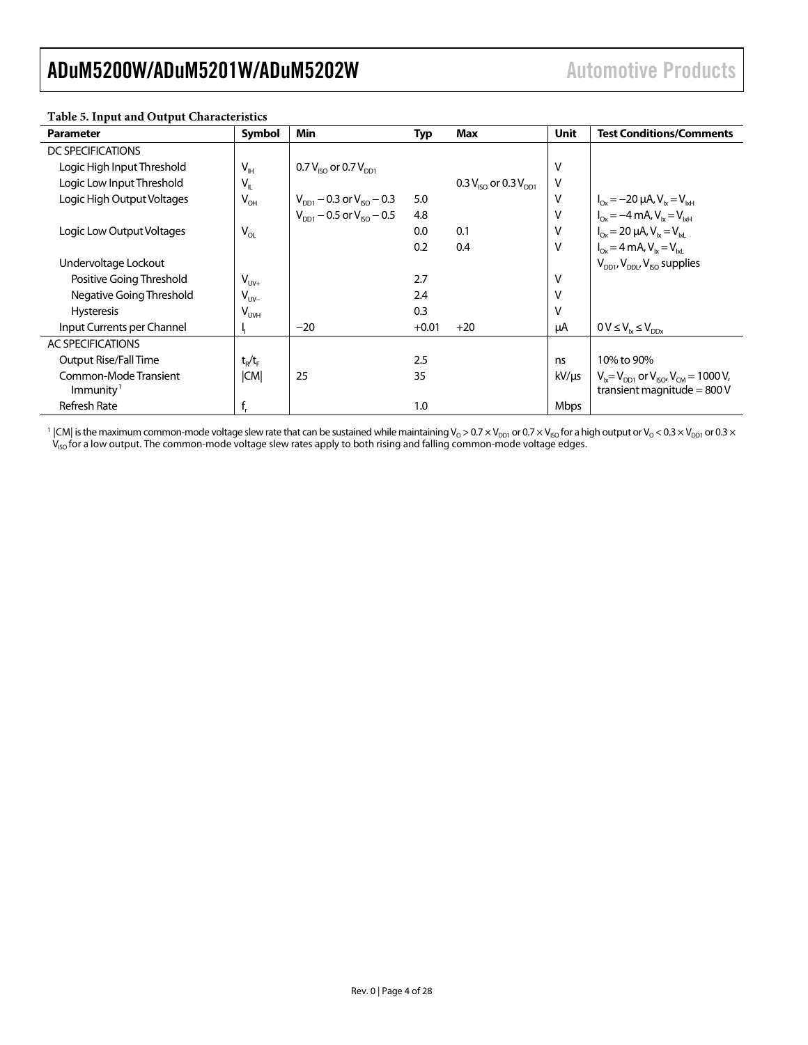**Table 5. Input and Output Characteristics**

| Parameter | Symbol | Min | Typ | Max | Unit | Test Conditions/Comments |
|---|---|---|---|---|---|---|
| DC SPECIFICATIONS | | | | | | |
| Logic High Input Threshold | $V_{IH}$ | 0.7 $V_{ISO}$ or 0.7 $V_{DD1}$ | | | V | |
| Logic Low Input Threshold | $V_{IL}$ | | | 0.3 $V_{ISO}$ or 0.3 $V_{DD1}$ | V | |
| Logic High Output Voltages | $V_{OH}$ | $V_{DD1} - 0.3$ or $V_{ISO} - 0.3$ | 5.0 | | V | $I_{Ox} = -20$ µA, $V_{Ix} = V_{IxH}$ |
| | | $V_{DD1} - 0.5$ or $V_{ISO} - 0.5$ | 4.8 | | V | $I_{Ox} = -4$ mA, $V_{Ix} = V_{IxH}$ |
| Logic Low Output Voltages | $V_{OL}$ | | 0.0 | 0.1 | V | $I_{Ox} = 20$ µA, $V_{Ix} = V_{IxL}$ |
| | | | 0.2 | 0.4 | V | $I_{Ox} = 4$ mA, $V_{Ix} = V_{IxL}$ |
| Undervoltage Lockout | | | | | | $V_{DD1}$, $V_{DDL}$, $V_{ISO}$ supplies |
| Positive Going Threshold | $V_{UV+}$ | | 2.7 | | V | |
| Negative Going Threshold | $V_{UV-}$ | | 2.4 | | V | |
| Hysteresis | $V_{UVH}$ | | 0.3 | | V | |
| Input Currents per Channel | $I_I$ | −20 | +0.01 | +20 | µA | $0\text{ V} \le V_{Ix} \le V_{DDx}$ |
| AC SPECIFICATIONS | | | | | | |
| Output Rise/Fall Time | $t_R/t_F$ | | 2.5 | | ns | 10% to 90% |
| Common-Mode Transient Immunity[1] | \|CM\| | 25 | 35 | | kV/µs | $V_{Ix} = V_{DD1}$ or $V_{ISO}$, $V_{CM} = 1000$ V, transient magnitude = 800 V |
| Refresh Rate | $f_r$ | | 1.0 | | Mbps | |

[1] |CM| is the maximum common-mode voltage slew rate that can be sustained while maintaining $V_O > 0.7 \times V_{DD1}$ or $0.7 \times V_{ISO}$ for a high output or $V_O < 0.3 \times V_{DD1}$ or $0.3 \times V_{ISO}$ for a low output. The common-mode voltage slew rates apply to both rising and falling common-mode voltage edges.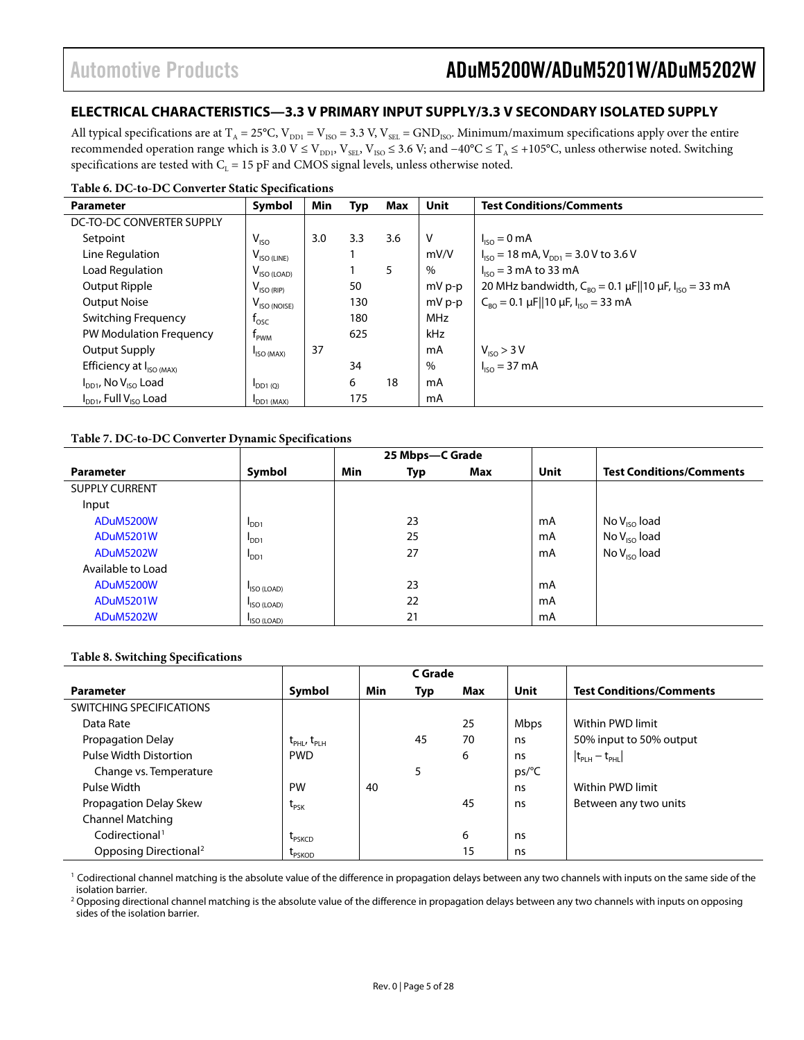## ELECTRICAL CHARACTERISTICS—3.3 V PRIMARY INPUT SUPPLY/3.3 V SECONDARY ISOLATED SUPPLY

All typical specifications are at $T_A$ = 25°C, $V_{DD1}$ = $V_{ISO}$ = 3.3 V, $V_{SEL}$ = $GND_{ISO}$. Minimum/maximum specifications apply over the entire recommended operation range which is 3.0 V ≤ $V_{DD1}$, $V_{SEL}$, $V_{ISO}$ ≤ 3.6 V; and −40°C ≤ $T_A$ ≤ +105°C, unless otherwise noted. Switching specifications are tested with $C_L$ = 15 pF and CMOS signal levels, unless otherwise noted.

**Table 6. DC-to-DC Converter Static Specifications**

| Parameter | Symbol | Min | Typ | Max | Unit | Test Conditions/Comments |
|---|---|---|---|---|---|---|
| DC-TO-DC CONVERTER SUPPLY | | | | | | |
| Setpoint | $V_{ISO}$ | 3.0 | 3.3 | 3.6 | V | $I_{ISO}$ = 0 mA |
| Line Regulation | $V_{ISO (LINE)}$ | | 1 | | mV/V | $I_{ISO}$ = 18 mA, $V_{DD1}$ = 3.0 V to 3.6 V |
| Load Regulation | $V_{ISO (LOAD)}$ | | 1 | 5 | % | $I_{ISO}$ = 3 mA to 33 mA |
| Output Ripple | $V_{ISO (RIP)}$ | | 50 | | mV p-p | 20 MHz bandwidth, $C_{BO}$ = 0.1 µF‖10 µF, $I_{ISO}$ = 33 mA |
| Output Noise | $V_{ISO (NOISE)}$ | | 130 | | mV p-p | $C_{BO}$ = 0.1 µF‖10 µF, $I_{ISO}$ = 33 mA |
| Switching Frequency | $f_{OSC}$ | | 180 | | MHz | |
| PW Modulation Frequency | $f_{PWM}$ | | 625 | | kHz | |
| Output Supply | $I_{ISO (MAX)}$ | 37 | | | mA | $V_{ISO}$ > 3 V |
| Efficiency at $I_{ISO (MAX)}$ | | | 34 | | % | $I_{ISO}$ = 37 mA |
| $I_{DD1}$, No $V_{ISO}$ Load | $I_{DD1 (Q)}$ | | 6 | 18 | mA | |
| $I_{DD1}$, Full $V_{ISO}$ Load | $I_{DD1 (MAX)}$ | | 175 | | mA | |

**Table 7. DC-to-DC Converter Dynamic Specifications**

| | | 25 Mbps—C Grade | | | | |
|---|---|---|---|---|---|---|
| **Parameter** | **Symbol** | **Min** | **Typ** | **Max** | **Unit** | **Test Conditions/Comments** |
| SUPPLY CURRENT | | | | | | |
| Input | | | | | | |
| ADuM5200W | $I_{DD1}$ | | 23 | | mA | No $V_{ISO}$ load |
| ADuM5201W | $I_{DD1}$ | | 25 | | mA | No $V_{ISO}$ load |
| ADuM5202W | $I_{DD1}$ | | 27 | | mA | No $V_{ISO}$ load |
| Available to Load | | | | | | |
| ADuM5200W | $I_{ISO (LOAD)}$ | | 23 | | mA | |
| ADuM5201W | $I_{ISO (LOAD)}$ | | 22 | | mA | |
| ADuM5202W | $I_{ISO (LOAD)}$ | | 21 | | mA | |

**Table 8. Switching Specifications**

| | | C Grade | | | | |
|---|---|---|---|---|---|---|
| **Parameter** | **Symbol** | **Min** | **Typ** | **Max** | **Unit** | **Test Conditions/Comments** |
| SWITCHING SPECIFICATIONS | | | | | | |
| Data Rate | | | | 25 | Mbps | Within PWD limit |
| Propagation Delay | $t_{PHL}$, $t_{PLH}$ | | 45 | 70 | ns | 50% input to 50% output |
| Pulse Width Distortion | PWD | | | 6 | ns | $\|t_{PLH} - t_{PHL}\|$ |
| Change vs. Temperature | | | 5 | | ps/°C | |
| Pulse Width | PW | 40 | | | ns | Within PWD limit |
| Propagation Delay Skew | $t_{PSK}$ | | | 45 | ns | Between any two units |
| Channel Matching | | | | | | |
| Codirectional[1] | $t_{PSKCD}$ | | | 6 | ns | |
| Opposing Directional[2] | $t_{PSKOD}$ | | | 15 | ns | |

[1] Codirectional channel matching is the absolute value of the difference in propagation delays between any two channels with inputs on the same side of the isolation barrier.

[2] Opposing directional channel matching is the absolute value of the difference in propagation delays between any two channels with inputs on opposing sides of the isolation barrier.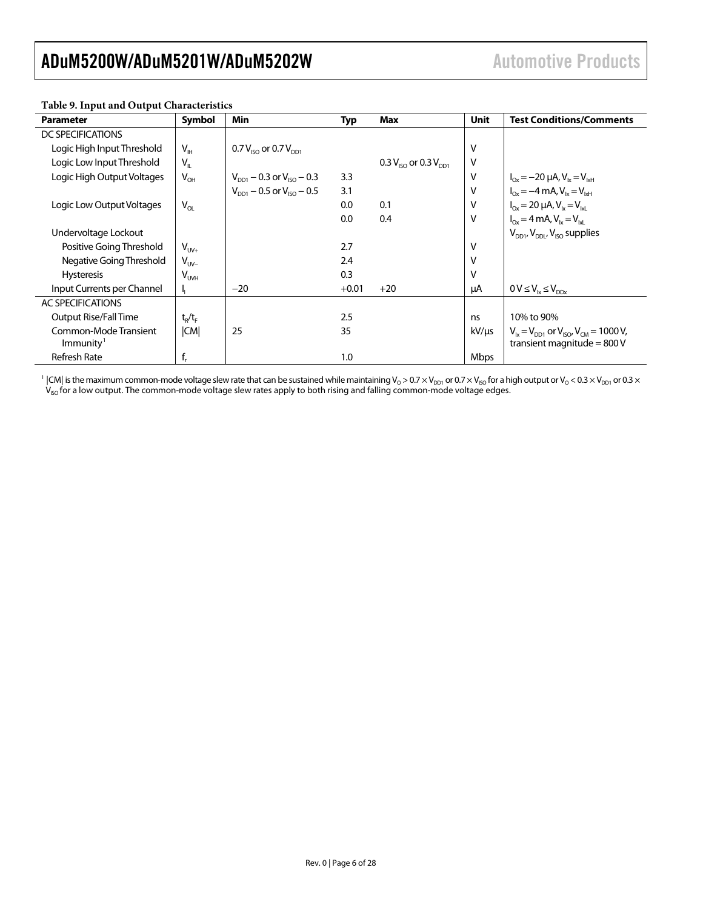**Table 9. Input and Output Characteristics**

| Parameter | Symbol | Min | Typ | Max | Unit | Test Conditions/Comments |
|---|---|---|---|---|---|---|
| DC SPECIFICATIONS | | | | | | |
| Logic High Input Threshold | $V_{IH}$ | 0.7 $V_{ISO}$ or 0.7 $V_{DD1}$ | | | V | |
| Logic Low Input Threshold | $V_{IL}$ | | | 0.3 $V_{ISO}$ or 0.3 $V_{DD1}$ | V | |
| Logic High Output Voltages | $V_{OH}$ | $V_{DD1}$ − 0.3 or $V_{ISO}$ − 0.3 | 3.3 | | V | $I_{Ox}$ = −20 μA, $V_{Ix}$ = $V_{IxH}$ |
| | | $V_{DD1}$ − 0.5 or $V_{ISO}$ − 0.5 | 3.1 | | V | $I_{Ox}$ = −4 mA, $V_{Ix}$ = $V_{IxH}$ |
| Logic Low Output Voltages | $V_{OL}$ | | 0.0 | 0.1 | V | $I_{Ox}$ = 20 μA, $V_{Ix}$ = $V_{IxL}$ |
| | | | 0.0 | 0.4 | V | $I_{Ox}$ = 4 mA, $V_{Ix}$ = $V_{IxL}$ |
| Undervoltage Lockout | | | | | | $V_{DD1}$, $V_{DDL}$, $V_{ISO}$ supplies |
| Positive Going Threshold | $V_{UV+}$ | | 2.7 | | V | |
| Negative Going Threshold | $V_{UV-}$ | | 2.4 | | V | |
| Hysteresis | $V_{UVH}$ | | 0.3 | | V | |
| Input Currents per Channel | $I_I$ | −20 | +0.01 | +20 | μA | 0 V ≤ $V_{Ix}$ ≤ $V_{DDx}$ |
| AC SPECIFICATIONS | | | | | | |
| Output Rise/Fall Time | $t_R$/$t_F$ | | 2.5 | | ns | 10% to 90% |
| Common-Mode Transient Immunity[1] | \|CM\| | 25 | 35 | | kV/μs | $V_{Ix}$ = $V_{DD1}$ or $V_{ISO}$, $V_{CM}$ = 1000 V, transient magnitude = 800 V |
| Refresh Rate | $f_r$ | | 1.0 | | Mbps | |

[1] |CM| is the maximum common-mode voltage slew rate that can be sustained while maintaining $V_O$ > 0.7 × $V_{DD1}$ or 0.7 × $V_{ISO}$ for a high output or $V_O$ < 0.3 × $V_{DD1}$ or 0.3 × $V_{ISO}$ for a low output. The common-mode voltage slew rates apply to both rising and falling common-mode voltage edges.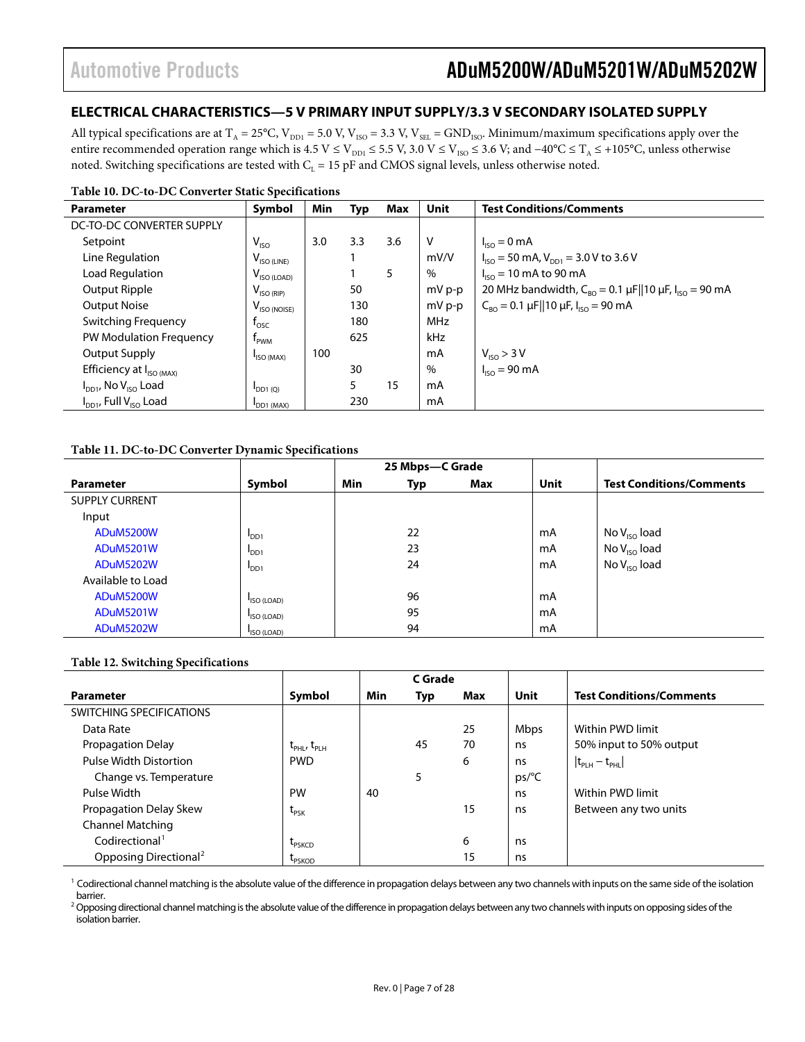## ELECTRICAL CHARACTERISTICS—5 V PRIMARY INPUT SUPPLY/3.3 V SECONDARY ISOLATED SUPPLY

All typical specifications are at $T_A$ = 25°C, $V_{DD1}$ = 5.0 V, $V_{ISO}$ = 3.3 V, $V_{SEL}$ = $GND_{ISO}$. Minimum/maximum specifications apply over the entire recommended operation range which is 4.5 V ≤ $V_{DD1}$ ≤ 5.5 V, 3.0 V ≤ $V_{ISO}$ ≤ 3.6 V; and −40°C ≤ $T_A$ ≤ +105°C, unless otherwise noted. Switching specifications are tested with $C_L$ = 15 pF and CMOS signal levels, unless otherwise noted.

**Table 10. DC-to-DC Converter Static Specifications**

| Parameter | Symbol | Min | Typ | Max | Unit | Test Conditions/Comments |
|---|---|---|---|---|---|---|
| DC-TO-DC CONVERTER SUPPLY | | | | | | |
| Setpoint | $V_{ISO}$ | 3.0 | 3.3 | 3.6 | V | $I_{ISO}$ = 0 mA |
| Line Regulation | $V_{ISO (LINE)}$ | | 1 | | mV/V | $I_{ISO}$ = 50 mA, $V_{DD1}$ = 3.0 V to 3.6 V |
| Load Regulation | $V_{ISO (LOAD)}$ | | 1 | 5 | % | $I_{ISO}$ = 10 mA to 90 mA |
| Output Ripple | $V_{ISO (RIP)}$ | | 50 | | mV p-p | 20 MHz bandwidth, $C_{BO}$ = 0.1 μF‖10 μF, $I_{ISO}$ = 90 mA |
| Output Noise | $V_{ISO (NOISE)}$ | | 130 | | mV p-p | $C_{BO}$ = 0.1 μF‖10 μF, $I_{ISO}$ = 90 mA |
| Switching Frequency | $f_{OSC}$ | | 180 | | MHz | |
| PW Modulation Frequency | $f_{PWM}$ | | 625 | | kHz | |
| Output Supply | $I_{ISO (MAX)}$ | 100 | | | mA | $V_{ISO}$ > 3 V |
| Efficiency at $I_{ISO (MAX)}$ | | | 30 | | % | $I_{ISO}$ = 90 mA |
| $I_{DD1}$, No $V_{ISO}$ Load | $I_{DD1 (Q)}$ | | 5 | 15 | mA | |
| $I_{DD1}$, Full $V_{ISO}$ Load | $I_{DD1 (MAX)}$ | | 230 | | mA | |

**Table 11. DC-to-DC Converter Dynamic Specifications**

| | | 25 Mbps—C Grade | | | | |
|---|---|---|---|---|---|---|
| **Parameter** | **Symbol** | **Min** | **Typ** | **Max** | **Unit** | **Test Conditions/Comments** |
| SUPPLY CURRENT | | | | | | |
| Input | | | | | | |
| ADuM5200W | $I_{DD1}$ | | 22 | | mA | No $V_{ISO}$ load |
| ADuM5201W | $I_{DD1}$ | | 23 | | mA | No $V_{ISO}$ load |
| ADuM5202W | $I_{DD1}$ | | 24 | | mA | No $V_{ISO}$ load |
| Available to Load | | | | | | |
| ADuM5200W | $I_{ISO (LOAD)}$ | | 96 | | mA | |
| ADuM5201W | $I_{ISO (LOAD)}$ | | 95 | | mA | |
| ADuM5202W | $I_{ISO (LOAD)}$ | | 94 | | mA | |

**Table 12. Switching Specifications**

| | | C Grade | | | | |
|---|---|---|---|---|---|---|
| **Parameter** | **Symbol** | **Min** | **Typ** | **Max** | **Unit** | **Test Conditions/Comments** |
| SWITCHING SPECIFICATIONS | | | | | | |
| Data Rate | | | | 25 | Mbps | Within PWD limit |
| Propagation Delay | $t_{PHL}$, $t_{PLH}$ | | 45 | 70 | ns | 50% input to 50% output |
| Pulse Width Distortion | PWD | | | 6 | ns | $\|t_{PLH} - t_{PHL}\|$ |
| Change vs. Temperature | | | 5 | | ps/°C | |
| Pulse Width | PW | 40 | | | ns | Within PWD limit |
| Propagation Delay Skew | $t_{PSK}$ | | | 15 | ns | Between any two units |
| Channel Matching | | | | | | |
| Codirectional[1] | $t_{PSKCD}$ | | | 6 | ns | |
| Opposing Directional[2] | $t_{PSKOD}$ | | | 15 | ns | |

[1] Codirectional channel matching is the absolute value of the difference in propagation delays between any two channels with inputs on the same side of the isolation barrier.

[2] Opposing directional channel matching is the absolute value of the difference in propagation delays between any two channels with inputs on opposing sides of the isolation barrier.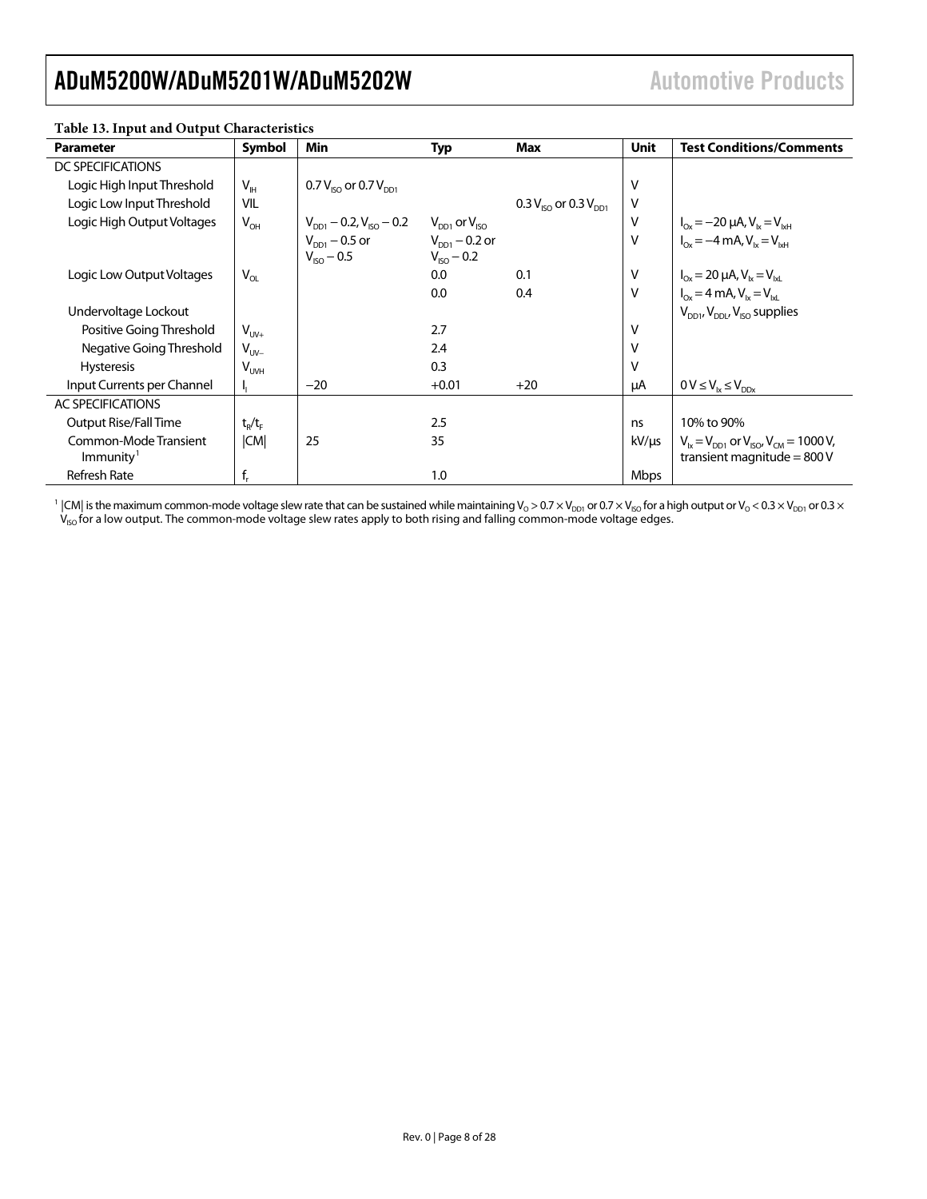**Table 13. Input and Output Characteristics**

| Parameter | Symbol | Min | Typ | Max | Unit | Test Conditions/Comments |
|---|---|---|---|---|---|---|
| DC SPECIFICATIONS | | | | | | |
| Logic High Input Threshold | $V_{IH}$ | 0.7 $V_{ISO}$ or 0.7 $V_{DD1}$ | | | V | |
| Logic Low Input Threshold | VIL | | | 0.3 $V_{ISO}$ or 0.3 $V_{DD1}$ | V | |
| Logic High Output Voltages | $V_{OH}$ | $V_{DD1} - 0.2$, $V_{ISO} - 0.2$ | $V_{DD1}$ or $V_{ISO}$ | | V | $I_{Ox} = -20$ μA, $V_{Ix} = V_{IxH}$ |
| | | $V_{DD1} - 0.5$ or $V_{ISO} - 0.5$ | $V_{DD1} - 0.2$ or $V_{ISO} - 0.2$ | | V | $I_{Ox} = -4$ mA, $V_{Ix} = V_{IxH}$ |
| Logic Low Output Voltages | $V_{OL}$ | | 0.0 | 0.1 | V | $I_{Ox} = 20$ μA, $V_{Ix} = V_{IxL}$ |
| | | | 0.0 | 0.4 | V | $I_{Ox} = 4$ mA, $V_{Ix} = V_{IxL}$ |
| Undervoltage Lockout | | | | | | $V_{DD1}$, $V_{DDL}$, $V_{ISO}$ supplies |
| Positive Going Threshold | $V_{UV+}$ | | 2.7 | | V | |
| Negative Going Threshold | $V_{UV-}$ | | 2.4 | | V | |
| Hysteresis | $V_{UVH}$ | | 0.3 | | V | |
| Input Currents per Channel | $I_I$ | −20 | +0.01 | +20 | μA | $0 V \leq V_{Ix} \leq V_{DDx}$ |
| AC SPECIFICATIONS | | | | | | |
| Output Rise/Fall Time | $t_R/t_F$ | | 2.5 | | ns | 10% to 90% |
| Common-Mode Transient Immunity[1] | \|CM\| | 25 | 35 | | kV/μs | $V_{Ix} = V_{DD1}$ or $V_{ISO}$, $V_{CM} = 1000$ V, transient magnitude = 800 V |
| Refresh Rate | $f_r$ | | 1.0 | | Mbps | |

[1] |CM| is the maximum common-mode voltage slew rate that can be sustained while maintaining $V_O > 0.7 \times V_{DD1}$ or $0.7 \times V_{ISO}$ for a high output or $V_O < 0.3 \times V_{DD1}$ or $0.3 \times V_{ISO}$ for a low output. The common-mode voltage slew rates apply to both rising and falling common-mode voltage edges.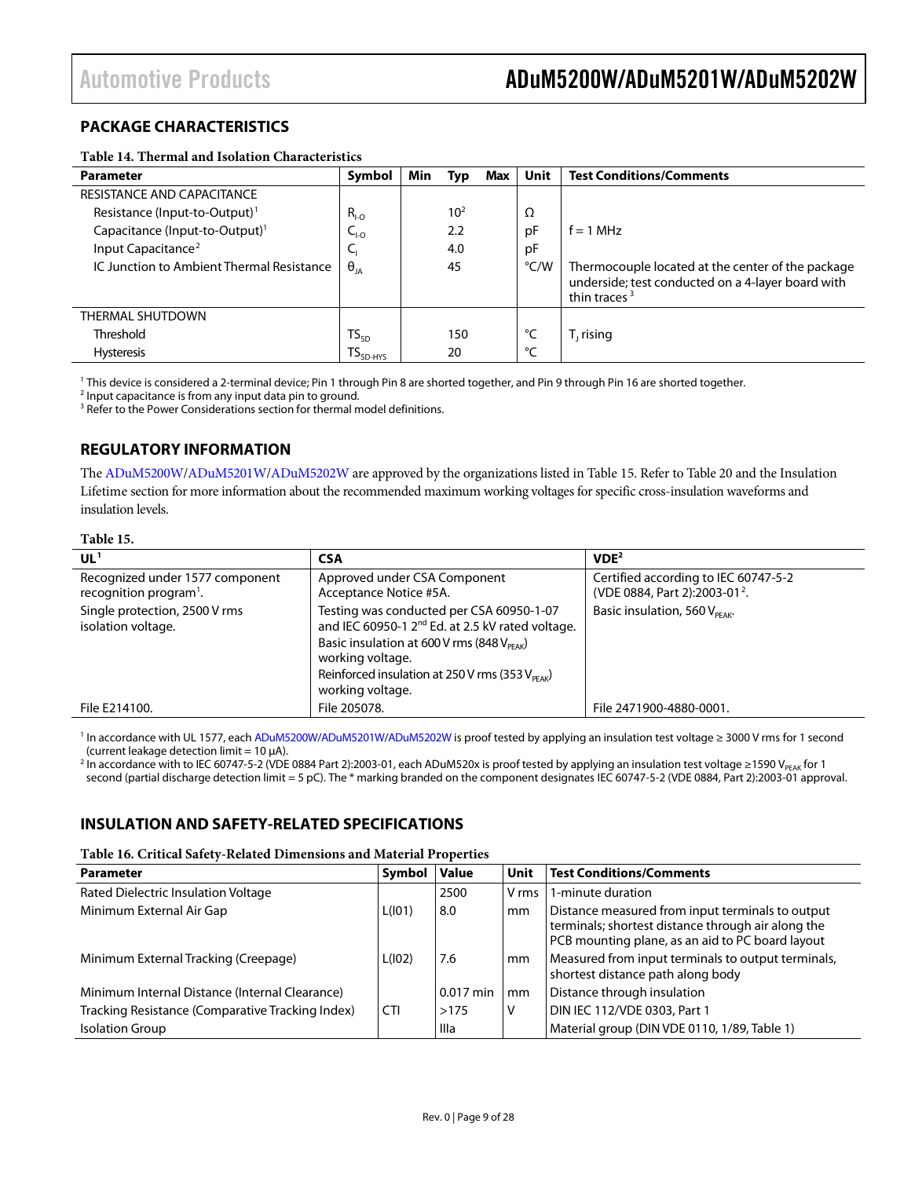## PACKAGE CHARACTERISTICS

**Table 14. Thermal and Isolation Characteristics**

| Parameter | Symbol | Min | Typ | Max | Unit | Test Conditions/Comments |
|---|---|---|---|---|---|---|
| RESISTANCE AND CAPACITANCE | | | | | | |
| Resistance (Input-to-Output)[1] | $R_{I-O}$ | | $10^2$ | | Ω | |
| Capacitance (Input-to-Output)[1] | $C_{I-O}$ | | 2.2 | | pF | f = 1 MHz |
| Input Capacitance[2] | $C_I$ | | 4.0 | | pF | |
| IC Junction to Ambient Thermal Resistance | $\theta_{JA}$ | | 45 | | °C/W | Thermocouple located at the center of the package underside; test conducted on a 4-layer board with thin traces[3] |
| THERMAL SHUTDOWN | | | | | | |
| Threshold | $TS_{SD}$ | | 150 | | °C | $T_J$ rising |
| Hysteresis | $TS_{SD-HYS}$ | | 20 | | °C | |

[1] This device is considered a 2-terminal device; Pin 1 through Pin 8 are shorted together, and Pin 9 through Pin 16 are shorted together.
[2] Input capacitance is from any input data pin to ground.
[3] Refer to the Power Considerations section for thermal model definitions.

## REGULATORY INFORMATION

The ADuM5200W/ADuM5201W/ADuM5202W are approved by the organizations listed in Table 15. Refer to Table 20 and the Insulation Lifetime section for more information about the recommended maximum working voltages for specific cross-insulation waveforms and insulation levels.

**Table 15.**

| UL[1] | CSA | VDE[2] |
|---|---|---|
| Recognized under 1577 component recognition program[1]. | Approved under CSA Component Acceptance Notice #5A. | Certified according to IEC 60747-5-2 (VDE 0884, Part 2):2003-01[2]. |
| Single protection, 2500 V rms isolation voltage. | Testing was conducted per CSA 60950-1-07 and IEC 60950-1 2nd Ed. at 2.5 kV rated voltage. Basic insulation at 600 V rms (848 $V_{PEAK}$) working voltage. Reinforced insulation at 250 V rms (353 $V_{PEAK}$) working voltage. | Basic insulation, 560 $V_{PEAK}$. |
| File E214100. | File 205078. | File 2471900-4880-0001. |

[1] In accordance with UL 1577, each ADuM5200W/ADuM5201W/ADuM5202W is proof tested by applying an insulation test voltage ≥ 3000 V rms for 1 second (current leakage detection limit = 10 µA).
[2] In accordance with to IEC 60747-5-2 (VDE 0884 Part 2):2003-01, each ADuM520x is proof tested by applying an insulation test voltage ≥1590 $V_{PEAK}$ for 1 second (partial discharge detection limit = 5 pC). The * marking branded on the component designates IEC 60747-5-2 (VDE 0884, Part 2):2003-01 approval.

## INSULATION AND SAFETY-RELATED SPECIFICATIONS

**Table 16. Critical Safety-Related Dimensions and Material Properties**

| Parameter | Symbol | Value | Unit | Test Conditions/Comments |
|---|---|---|---|---|
| Rated Dielectric Insulation Voltage | | 2500 | V rms | 1-minute duration |
| Minimum External Air Gap | L(I01) | 8.0 | mm | Distance measured from input terminals to output terminals; shortest distance through air along the PCB mounting plane, as an aid to PC board layout |
| Minimum External Tracking (Creepage) | L(I02) | 7.6 | mm | Measured from input terminals to output terminals, shortest distance path along body |
| Minimum Internal Distance (Internal Clearance) | | 0.017 min | mm | Distance through insulation |
| Tracking Resistance (Comparative Tracking Index) | CTI | >175 | V | DIN IEC 112/VDE 0303, Part 1 |
| Isolation Group | | IIIa | | Material group (DIN VDE 0110, 1/89, Table 1) |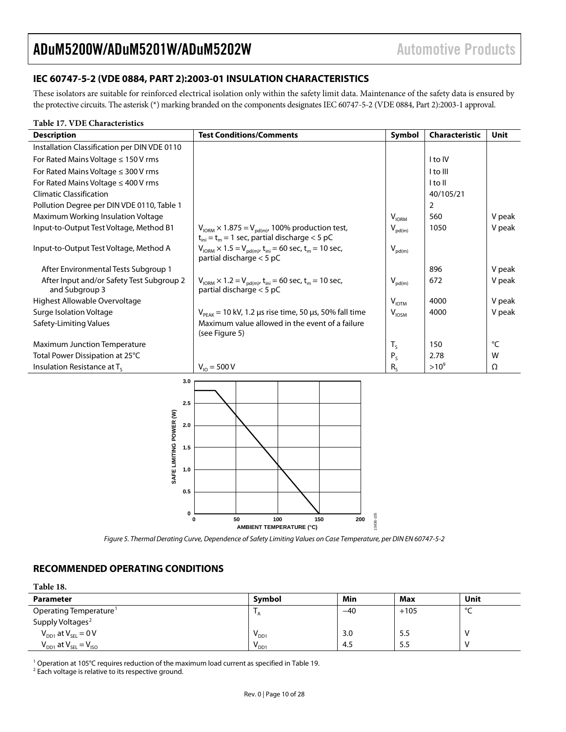## IEC 60747-5-2 (VDE 0884, PART 2):2003-01 INSULATION CHARACTERISTICS

These isolators are suitable for reinforced electrical isolation only within the safety limit data. Maintenance of the safety data is ensured by the protective circuits. The asterisk (*) marking branded on the components designates IEC 60747-5-2 (VDE 0884, Part 2):2003-1 approval.

**Table 17. VDE Characteristics**

| Description | Test Conditions/Comments | Symbol | Characteristic | Unit |
|---|---|---|---|---|
| Installation Classification per DIN VDE 0110 | | | | |
| For Rated Mains Voltage ≤ 150 V rms | | | I to IV | |
| For Rated Mains Voltage ≤ 300 V rms | | | I to III | |
| For Rated Mains Voltage ≤ 400 V rms | | | I to II | |
| Climatic Classification | | | 40/105/21 | |
| Pollution Degree per DIN VDE 0110, Table 1 | | | 2 | |
| Maximum Working Insulation Voltage | | $V_{IORM}$ | 560 | V peak |
| Input-to-Output Test Voltage, Method B1 | $V_{IORM} \times 1.875 = V_{pd(m)}$, 100% production test, $t_{ini} = t_m = 1$ sec, partial discharge < 5 pC | $V_{pd(m)}$ | 1050 | V peak |
| Input-to-Output Test Voltage, Method A | $V_{IORM} \times 1.5 = V_{pd(m)}$, $t_{ini} = 60$ sec, $t_m = 10$ sec, partial discharge < 5 pC | $V_{pd(m)}$ | | |
| After Environmental Tests Subgroup 1 | | | 896 | V peak |
| After Input and/or Safety Test Subgroup 2 and Subgroup 3 | $V_{IORM} \times 1.2 = V_{pd(m)}$, $t_{ini} = 60$ sec, $t_m = 10$ sec, partial discharge < 5 pC | $V_{pd(m)}$ | 672 | V peak |
| Highest Allowable Overvoltage | | $V_{IOTM}$ | 4000 | V peak |
| Surge Isolation Voltage | $V_{PEAK} = 10$ kV, 1.2 μs rise time, 50 μs, 50% fall time | $V_{IOSM}$ | 4000 | V peak |
| Safety-Limiting Values | Maximum value allowed in the event of a failure (see Figure 5) | | | |
| Maximum Junction Temperature | | $T_S$ | 150 | °C |
| Total Power Dissipation at 25°C | | $P_S$ | 2.78 | W |
| Insulation Resistance at $T_S$ | $V_{IO} = 500$ V | $R_S$ | $>10^9$ | Ω |

SAFE LIMITING POWER (W)
3.0
2.5
2.0
1.5
1.0
0.5
0
0
50
100
150
200
AMBIENT TEMPERATURE (°C)
10436-105

*Figure 5. Thermal Derating Curve, Dependence of Safety Limiting Values on Case Temperature, per DIN EN 60747-5-2*

## RECOMMENDED OPERATING CONDITIONS

**Table 18.**

| Parameter | Symbol | Min | Max | Unit |
|---|---|---|---|---|
| Operating Temperature[1] | $T_A$ | −40 | +105 | °C |
| Supply Voltages[2] | | | | |
| $V_{DD1}$ at $V_{SEL} = 0$ V | $V_{DD1}$ | 3.0 | 5.5 | V |
| $V_{DD1}$ at $V_{SEL} = V_{ISO}$ | $V_{DD1}$ | 4.5 | 5.5 | V |

[1] Operation at 105°C requires reduction of the maximum load current as specified in Table 19.
[2] Each voltage is relative to its respective ground.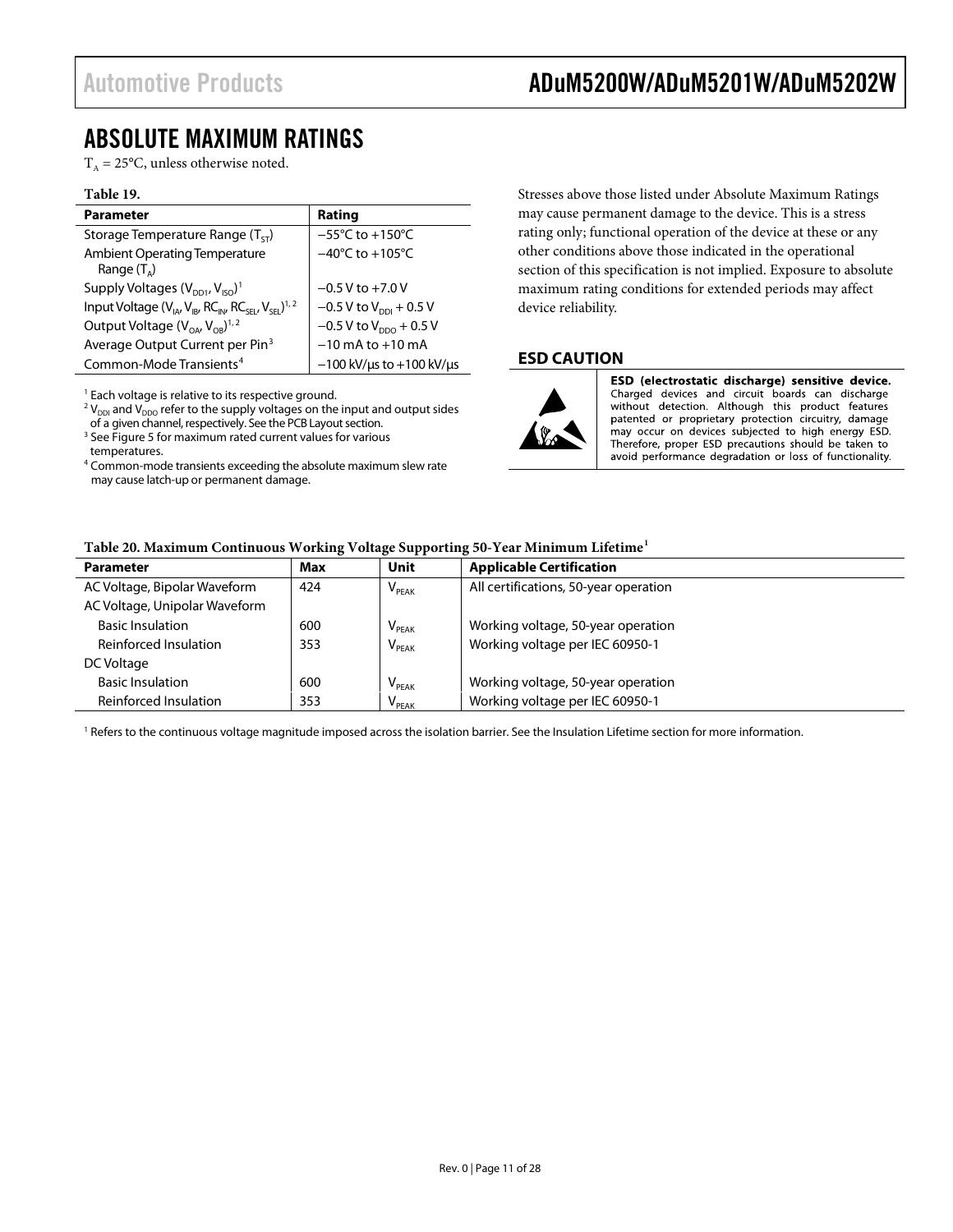# ABSOLUTE MAXIMUM RATINGS

$T_A$ = 25°C, unless otherwise noted.

**Table 19.**

| Parameter | Rating |
|---|---|
| Storage Temperature Range ($T_{ST}$) | −55°C to +150°C |
| Ambient Operating Temperature Range ($T_A$) | −40°C to +105°C |
| Supply Voltages ($V_{DD1}$, $V_{ISO}$)[1] | −0.5 V to +7.0 V |
| Input Voltage ($V_{IA}$, $V_{IB}$, $RC_{IN}$, $RC_{SEL}$, $V_{SEL}$)[1, 2] | −0.5 V to $V_{DDI}$ + 0.5 V |
| Output Voltage ($V_{OA}$, $V_{OB}$)[1, 2] | −0.5 V to $V_{DDO}$ + 0.5 V |
| Average Output Current per Pin[3] | −10 mA to +10 mA |
| Common-Mode Transients[4] | −100 kV/μs to +100 kV/μs |

[1] Each voltage is relative to its respective ground.
[2] $V_{DDI}$ and $V_{DDO}$ refer to the supply voltages on the input and output sides of a given channel, respectively. See the PCB Layout section.
[3] See Figure 5 for maximum rated current values for various temperatures.
[4] Common-mode transients exceeding the absolute maximum slew rate may cause latch-up or permanent damage.

Stresses above those listed under Absolute Maximum Ratings may cause permanent damage to the device. This is a stress rating only; functional operation of the device at these or any other conditions above those indicated in the operational section of this specification is not implied. Exposure to absolute maximum rating conditions for extended periods may affect device reliability.

## ESD CAUTION

**ESD (electrostatic discharge) sensitive device.** Charged devices and circuit boards can discharge without detection. Although this product features patented or proprietary protection circuitry, damage may occur on devices subjected to high energy ESD. Therefore, proper ESD precautions should be taken to avoid performance degradation or loss of functionality.

**Table 20. Maximum Continuous Working Voltage Supporting 50-Year Minimum Lifetime[1]**

| Parameter | Max | Unit | Applicable Certification |
|---|---|---|---|
| AC Voltage, Bipolar Waveform | 424 | $V_{PEAK}$ | All certifications, 50-year operation |
| AC Voltage, Unipolar Waveform | | | |
| Basic Insulation | 600 | $V_{PEAK}$ | Working voltage, 50-year operation |
| Reinforced Insulation | 353 | $V_{PEAK}$ | Working voltage per IEC 60950-1 |
| DC Voltage | | | |
| Basic Insulation | 600 | $V_{PEAK}$ | Working voltage, 50-year operation |
| Reinforced Insulation | 353 | $V_{PEAK}$ | Working voltage per IEC 60950-1 |

[1] Refers to the continuous voltage magnitude imposed across the isolation barrier. See the Insulation Lifetime section for more information.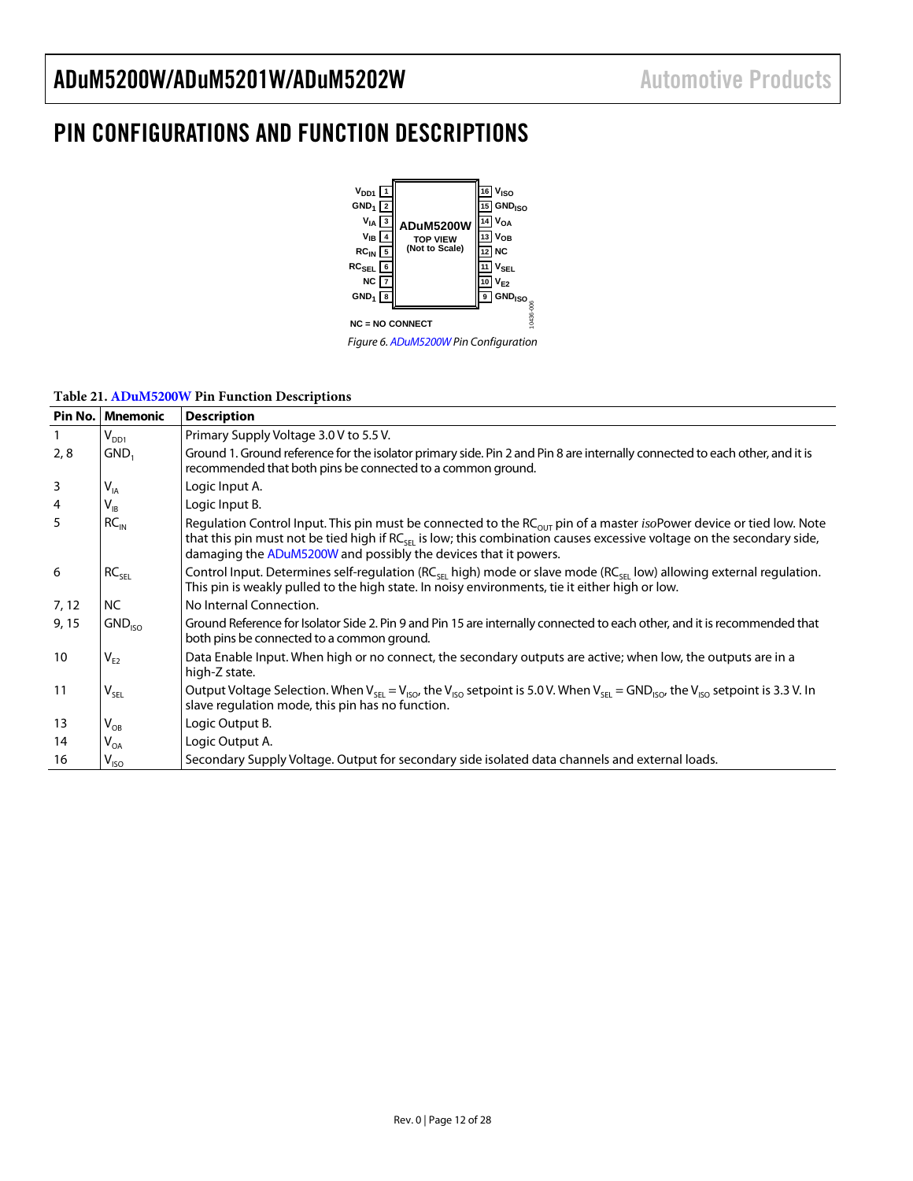# PIN CONFIGURATIONS AND FUNCTION DESCRIPTIONS

$V_{DD1}$ 1
$GND_1$ 2
$V_{IA}$ 3
$V_{IB}$ 4
$RC_{IN}$ 5
$RC_{SEL}$ 6
NC 7
$GND_1$ 8

ADuM5200W
TOP VIEW
(Not to Scale)

16 $V_{ISO}$
15 $GND_{ISO}$
14 $V_{OA}$
13 $V_{OB}$
12 NC
11 $V_{SEL}$
10 $V_{E2}$
9 $GND_{ISO}$

NC = NO CONNECT

10436-006

Figure 6. ADuM5200W Pin Configuration

**Table 21. ADuM5200W Pin Function Descriptions**

| Pin No. | Mnemonic | Description |
|---|---|---|
| 1 | $V_{DD1}$ | Primary Supply Voltage 3.0 V to 5.5 V. |
| 2, 8 | $GND_1$ | Ground 1. Ground reference for the isolator primary side. Pin 2 and Pin 8 are internally connected to each other, and it is recommended that both pins be connected to a common ground. |
| 3 | $V_{IA}$ | Logic Input A. |
| 4 | $V_{IB}$ | Logic Input B. |
| 5 | $RC_{IN}$ | Regulation Control Input. This pin must be connected to the $RC_{OUT}$ pin of a master *iso*Power device or tied low. Note that this pin must not be tied high if $RC_{SEL}$ is low; this combination causes excessive voltage on the secondary side, damaging the ADuM5200W and possibly the devices that it powers. |
| 6 | $RC_{SEL}$ | Control Input. Determines self-regulation ($RC_{SEL}$ high) mode or slave mode ($RC_{SEL}$ low) allowing external regulation. This pin is weakly pulled to the high state. In noisy environments, tie it either high or low. |
| 7, 12 | NC | No Internal Connection. |
| 9, 15 | $GND_{ISO}$ | Ground Reference for Isolator Side 2. Pin 9 and Pin 15 are internally connected to each other, and it is recommended that both pins be connected to a common ground. |
| 10 | $V_{E2}$ | Data Enable Input. When high or no connect, the secondary outputs are active; when low, the outputs are in a high-Z state. |
| 11 | $V_{SEL}$ | Output Voltage Selection. When $V_{SEL} = V_{ISO}$, the $V_{ISO}$ setpoint is 5.0 V. When $V_{SEL} = GND_{ISO}$, the $V_{ISO}$ setpoint is 3.3 V. In slave regulation mode, this pin has no function. |
| 13 | $V_{OB}$ | Logic Output B. |
| 14 | $V_{OA}$ | Logic Output A. |
| 16 | $V_{ISO}$ | Secondary Supply Voltage. Output for secondary side isolated data channels and external loads. |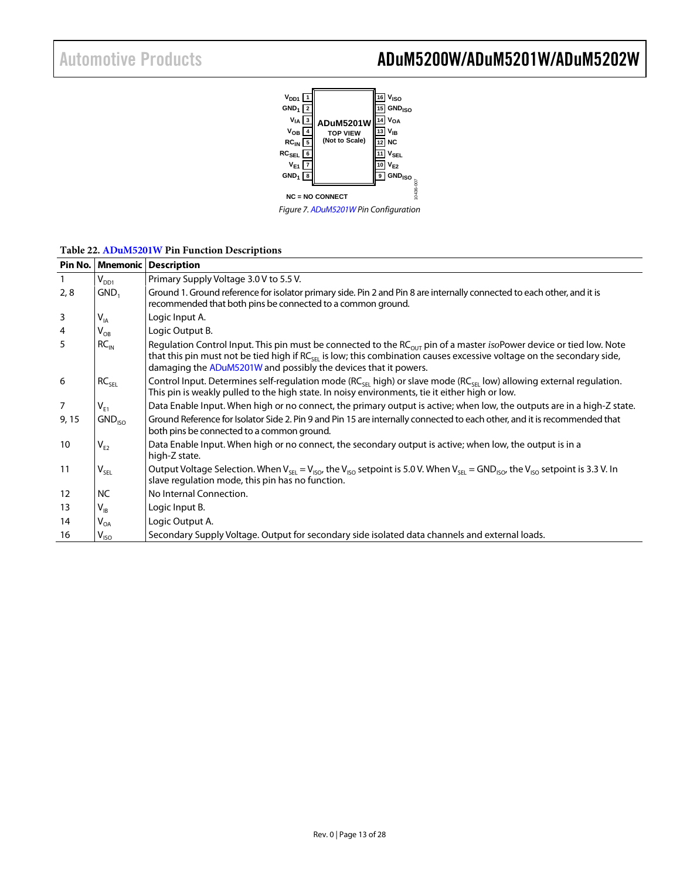NC = NO CONNECT

Figure 7. ADuM5201W Pin Configuration

**Table 22. ADuM5201W Pin Function Descriptions**

| Pin No. | Mnemonic | Description |
|---|---|---|
| 1 | $V_{DD1}$ | Primary Supply Voltage 3.0 V to 5.5 V. |
| 2, 8 | $GND_1$ | Ground 1. Ground reference for isolator primary side. Pin 2 and Pin 8 are internally connected to each other, and it is recommended that both pins be connected to a common ground. |
| 3 | $V_{IA}$ | Logic Input A. |
| 4 | $V_{OB}$ | Logic Output B. |
| 5 | $RC_{IN}$ | Regulation Control Input. This pin must be connected to the $RC_{OUT}$ pin of a master *iso*Power device or tied low. Note that this pin must not be tied high if $RC_{SEL}$ is low; this combination causes excessive voltage on the secondary side, damaging the ADuM5201W and possibly the devices that it powers. |
| 6 | $RC_{SEL}$ | Control Input. Determines self-regulation mode ($RC_{SEL}$ high) or slave mode ($RC_{SEL}$ low) allowing external regulation. This pin is weakly pulled to the high state. In noisy environments, tie it either high or low. |
| 7 | $V_{E1}$ | Data Enable Input. When high or no connect, the primary output is active; when low, the outputs are in a high-Z state. |
| 9, 15 | $GND_{ISO}$ | Ground Reference for Isolator Side 2. Pin 9 and Pin 15 are internally connected to each other, and it is recommended that both pins be connected to a common ground. |
| 10 | $V_{E2}$ | Data Enable Input. When high or no connect, the secondary output is active; when low, the output is in a high-Z state. |
| 11 | $V_{SEL}$ | Output Voltage Selection. When $V_{SEL} = V_{ISO}$, the $V_{ISO}$ setpoint is 5.0 V. When $V_{SEL} = GND_{ISO}$, the $V_{ISO}$ setpoint is 3.3 V. In slave regulation mode, this pin has no function. |
| 12 | NC | No Internal Connection. |
| 13 | $V_{IB}$ | Logic Input B. |
| 14 | $V_{OA}$ | Logic Output A. |
| 16 | $V_{ISO}$ | Secondary Supply Voltage. Output for secondary side isolated data channels and external loads. |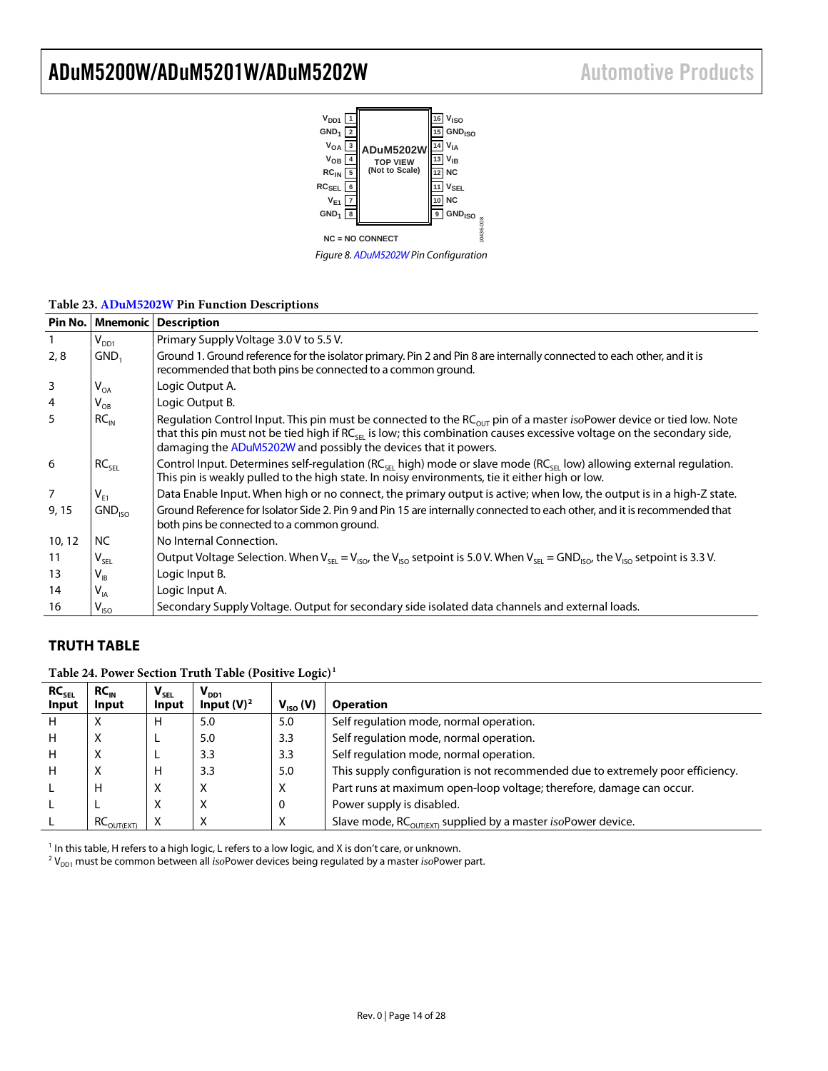$V_{DD1}$ 1 | 16 $V_{ISO}$
$GND_1$ 2 | 15 $GND_{ISO}$
$V_{OA}$ 3 | 14 $V_{IA}$
$V_{OB}$ 4 | 13 $V_{IB}$
$RC_{IN}$ 5 | 12 NC
$RC_{SEL}$ 6 | 11 $V_{SEL}$
$V_{E1}$ 7 | 10 NC
$GND_1$ 8 | 9 $GND_{ISO}$

ADuM5202W
TOP VIEW
(Not to Scale)

NC = NO CONNECT

10436-008

*Figure 8. ADuM5202W Pin Configuration*

**Table 23. ADuM5202W Pin Function Descriptions**

| Pin No. | Mnemonic | Description |
|---|---|---|
| 1 | $V_{DD1}$ | Primary Supply Voltage 3.0 V to 5.5 V. |
| 2, 8 | $GND_1$ | Ground 1. Ground reference for the isolator primary. Pin 2 and Pin 8 are internally connected to each other, and it is recommended that both pins be connected to a common ground. |
| 3 | $V_{OA}$ | Logic Output A. |
| 4 | $V_{OB}$ | Logic Output B. |
| 5 | $RC_{IN}$ | Regulation Control Input. This pin must be connected to the $RC_{OUT}$ pin of a master *iso*Power device or tied low. Note that this pin must not be tied high if $RC_{SEL}$ is low; this combination causes excessive voltage on the secondary side, damaging the ADuM5202W and possibly the devices that it powers. |
| 6 | $RC_{SEL}$ | Control Input. Determines self-regulation ($RC_{SEL}$ high) mode or slave mode ($RC_{SEL}$ low) allowing external regulation. This pin is weakly pulled to the high state. In noisy environments, tie it either high or low. |
| 7 | $V_{E1}$ | Data Enable Input. When high or no connect, the primary output is active; when low, the output is in a high-Z state. |
| 9, 15 | $GND_{ISO}$ | Ground Reference for Isolator Side 2. Pin 9 and Pin 15 are internally connected to each other, and it is recommended that both pins be connected to a common ground. |
| 10, 12 | NC | No Internal Connection. |
| 11 | $V_{SEL}$ | Output Voltage Selection. When $V_{SEL} = V_{ISO}$, the $V_{ISO}$ setpoint is 5.0 V. When $V_{SEL} = GND_{ISO}$, the $V_{ISO}$ setpoint is 3.3 V. |
| 13 | $V_{IB}$ | Logic Input B. |
| 14 | $V_{IA}$ | Logic Input A. |
| 16 | $V_{ISO}$ | Secondary Supply Voltage. Output for secondary side isolated data channels and external loads. |

## TRUTH TABLE

**Table 24. Power Section Truth Table (Positive Logic)[1]**

| $RC_{SEL}$ Input | $RC_{IN}$ Input | $V_{SEL}$ Input | $V_{DD1}$ Input (V)[2] | $V_{ISO}$ (V) | Operation |
|---|---|---|---|---|---|
| H | X | H | 5.0 | 5.0 | Self regulation mode, normal operation. |
| H | X | L | 5.0 | 3.3 | Self regulation mode, normal operation. |
| H | X | L | 3.3 | 3.3 | Self regulation mode, normal operation. |
| H | X | H | 3.3 | 5.0 | This supply configuration is not recommended due to extremely poor efficiency. |
| L | H | X | X | X | Part runs at maximum open-loop voltage; therefore, damage can occur. |
| L | L | X | X | 0 | Power supply is disabled. |
| L | $RC_{OUT(EXT)}$ | X | X | X | Slave mode, $RC_{OUT(EXT)}$ supplied by a master *iso*Power device. |

[1] In this table, H refers to a high logic, L refers to a low logic, and X is don't care, or unknown.
[2] $V_{DD1}$ must be common between all *iso*Power devices being regulated by a master *iso*Power part.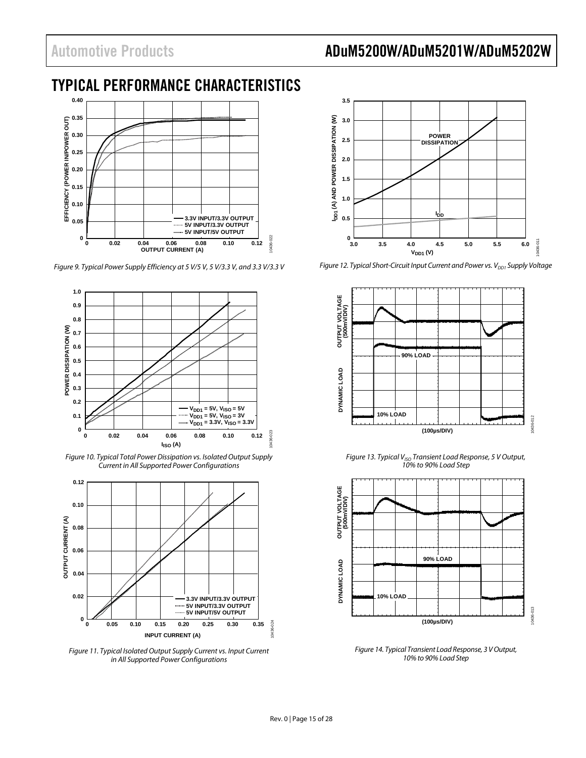# TYPICAL PERFORMANCE CHARACTERISTICS

EFFICIENCY (POWER IN/POWER OUT)
0.40
0.35
0.30
0.25
0.20
0.15
0.10
0.05
0
0 0.02 0.04 0.06 0.08 0.10 0.12
OUTPUT CURRENT (A)
3.3V INPUT/3.3V OUTPUT
5V INPUT/3.3V OUTPUT
5V INPUT/5V OUTPUT
10436-022

*Figure 9. Typical Power Supply Efficiency at 5 V/5 V, 5 V/3.3 V, and 3.3 V/3.3 V*

POWER DISSIPATION (W)
1.0
0.9
0.8
0.7
0.6
0.5
0.4
0.3
0.2
0.1
0
0 0.02 0.04 0.06 0.08 0.10 0.12
$I_{ISO}$ (A)
$V_{DD1}$ = 5V, $V_{ISO}$ = 5V
$V_{DD1}$ = 5V, $V_{ISO}$ = 3V
$V_{DD1}$ = 3.3V, $V_{ISO}$ = 3.3V
10436-023

*Figure 10. Typical Total Power Dissipation vs. Isolated Output Supply Current in All Supported Power Configurations*

OUTPUT CURRENT (A)
0.12
0.10
0.08
0.06
0.04
0.02
0
0 0.05 0.10 0.15 0.20 0.25 0.30 0.35
INPUT CURRENT (A)
3.3V INPUT/3.3V OUTPUT
5V INPUT/3.3V OUTPUT
5V INPUT/5V OUTPUT
10436-024

*Figure 11. Typical Isolated Output Supply Current vs. Input Current in All Supported Power Configurations*

$I_{DD1}$ (A) AND POWER DISSIPATION (W)
3.5
3.0
2.5
2.0
1.5
1.0
0.5
0
3.0 3.5 4.0 4.5 5.0 5.5 6.0
$V_{DD1}$ (V)
POWER DISSIPATION
$I_{DD}$
10436-011

*Figure 12. Typical Short-Circuit Input Current and Power vs. $V_{DD1}$ Supply Voltage*

OUTPUT VOLTAGE (500mV/DIV)
DYNAMIC LOAD
90% LOAD
10% LOAD
(100μs/DIV)
10436-012

*Figure 13. Typical $V_{ISO}$ Transient Load Response, 5 V Output, 10% to 90% Load Step*

OUTPUT VOLTAGE (500mV/DIV)
DYNAMIC LOAD
90% LOAD
10% LOAD
(100μs/DIV)
10436-013

*Figure 14. Typical Transient Load Response, 3 V Output, 10% to 90% Load Step*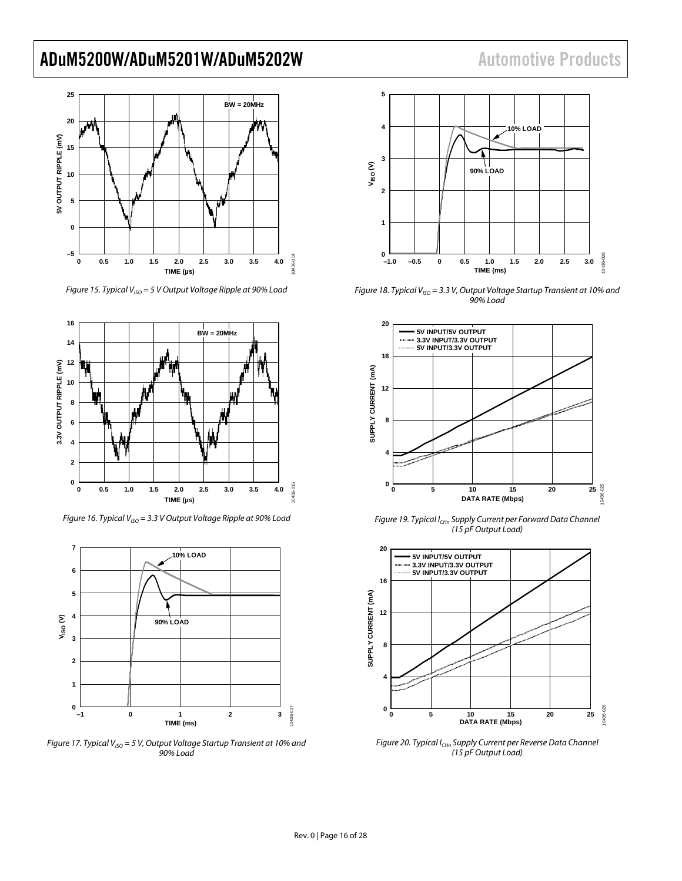Figure 15 (chart text):
BW = 20MHz
5V OUTPUT RIPPLE (mV)
25
20
15
10
5
0
–5
0
0.5
1.0
1.5
2.0
2.5
3.0
3.5
4.0
TIME (µs)
10436-014

Figure 15. Typical $V_{ISO}$ = 5 V Output Voltage Ripple at 90% Load

Figure 16 (chart text):
BW = 20MHz
3.3V OUTPUT RIPPLE (mV)
16
14
12
10
8
6
4
2
0
0
0.5
1.0
1.5
2.0
2.5
3.0
3.5
4.0
TIME (µs)
10436-015

Figure 16. Typical $V_{ISO}$ = 3.3 V Output Voltage Ripple at 90% Load

Figure 17 (chart text):
10% LOAD
90% LOAD
$V_{ISO}$ (V)
7
6
5
4
3
2
1
0
–1
0
1
2
3
TIME (ms)
10436-027

Figure 17. Typical $V_{ISO}$ = 5 V, Output Voltage Startup Transient at 10% and 90% Load

Figure 18 (chart text):
10% LOAD
90% LOAD
$V_{ISO}$ (V)
5
4
3
2
1
0
–1.0
–0.5
0
0.5
1.0
1.5
2.0
2.5
3.0
TIME (ms)
10436-028

Figure 18. Typical $V_{ISO}$ = 3.3 V, Output Voltage Startup Transient at 10% and 90% Load

Figure 19 (chart text):
5V INPUT/5V OUTPUT
3.3V INPUT/3.3V OUTPUT
5V INPUT/3.3V OUTPUT
SUPPLY CURRENT (mA)
20
16
12
8
4
0
0
5
10
15
20
25
DATA RATE (Mbps)
10436-025

Figure 19. Typical $I_{CHn}$ Supply Current per Forward Data Channel (15 pF Output Load)

Figure 20 (chart text):
5V INPUT/5V OUTPUT
3.3V INPUT/3.3V OUTPUT
5V INPUT/3.3V OUTPUT
SUPPLY CURRENT (mA)
20
16
12
8
4
0
0
5
10
15
20
25
DATA RATE (Mbps)
10436-026

Figure 20. Typical $I_{CHn}$ Supply Current per Reverse Data Channel (15 pF Output Load)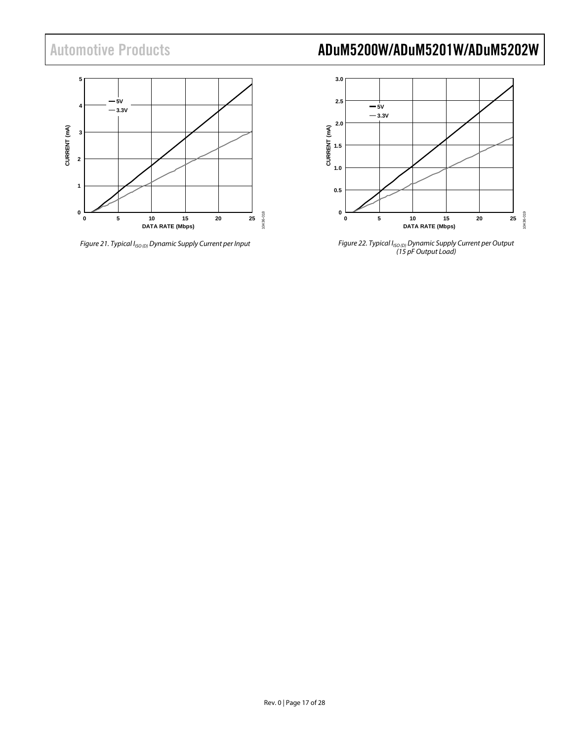5
4
3
2
1
0
CURRENT (mA)
0 5 10 15 20 25
DATA RATE (Mbps)
5V
3.3V
10436-018

Figure 21. Typical $I_{ISO (D)}$ Dynamic Supply Current per Input

3.0
2.5
2.0
1.5
1.0
0.5
0
CURRENT (mA)
0 5 10 15 20 25
DATA RATE (Mbps)
5V
3.3V
10436-019

Figure 22. Typical $I_{ISO (D)}$ Dynamic Supply Current per Output (15 pF Output Load)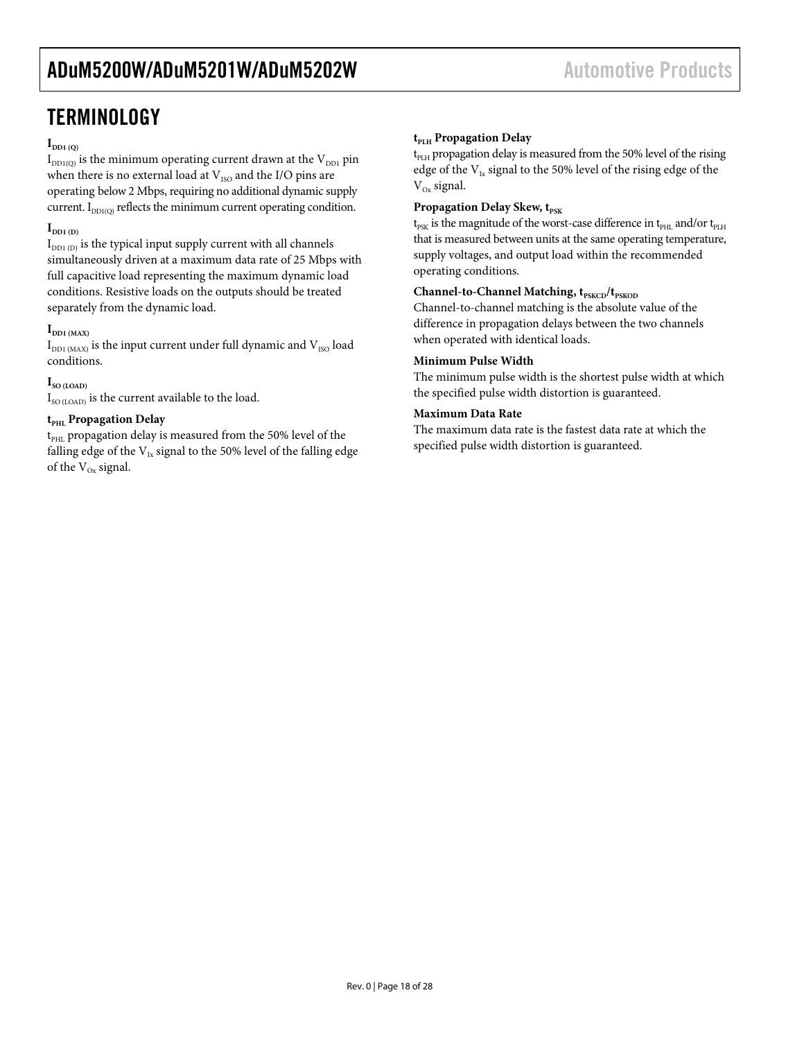## TERMINOLOGY

### $I_{DD1\ (Q)}$

$I_{DD1(Q)}$ is the minimum operating current drawn at the $V_{DD1}$ pin when there is no external load at $V_{ISO}$ and the I/O pins are operating below 2 Mbps, requiring no additional dynamic supply current. $I_{DD1(Q)}$ reflects the minimum current operating condition.

### $I_{DD1\ (D)}$

$I_{DD1\ (D)}$ is the typical input supply current with all channels simultaneously driven at a maximum data rate of 25 Mbps with full capacitive load representing the maximum dynamic load conditions. Resistive loads on the outputs should be treated separately from the dynamic load.

### $I_{DD1\ (MAX)}$

$I_{DD1\ (MAX)}$ is the input current under full dynamic and $V_{ISO}$ load conditions.

### $I_{SO\ (LOAD)}$

$I_{SO\ (LOAD)}$ is the current available to the load.

### $t_{PHL}$ Propagation Delay

$t_{PHL}$ propagation delay is measured from the 50% level of the falling edge of the $V_{Ix}$ signal to the 50% level of the falling edge of the $V_{Ox}$ signal.

### $t_{PLH}$ Propagation Delay

$t_{PLH}$ propagation delay is measured from the 50% level of the rising edge of the $V_{Ix}$ signal to the 50% level of the rising edge of the $V_{Ox}$ signal.

### Propagation Delay Skew, $t_{PSK}$

$t_{PSK}$ is the magnitude of the worst-case difference in $t_{PHL}$ and/or $t_{PLH}$ that is measured between units at the same operating temperature, supply voltages, and output load within the recommended operating conditions.

### Channel-to-Channel Matching, $t_{PSKCD}/t_{PSKOD}$

Channel-to-channel matching is the absolute value of the difference in propagation delays between the two channels when operated with identical loads.

### Minimum Pulse Width

The minimum pulse width is the shortest pulse width at which the specified pulse width distortion is guaranteed.

### Maximum Data Rate

The maximum data rate is the fastest data rate at which the specified pulse width distortion is guaranteed.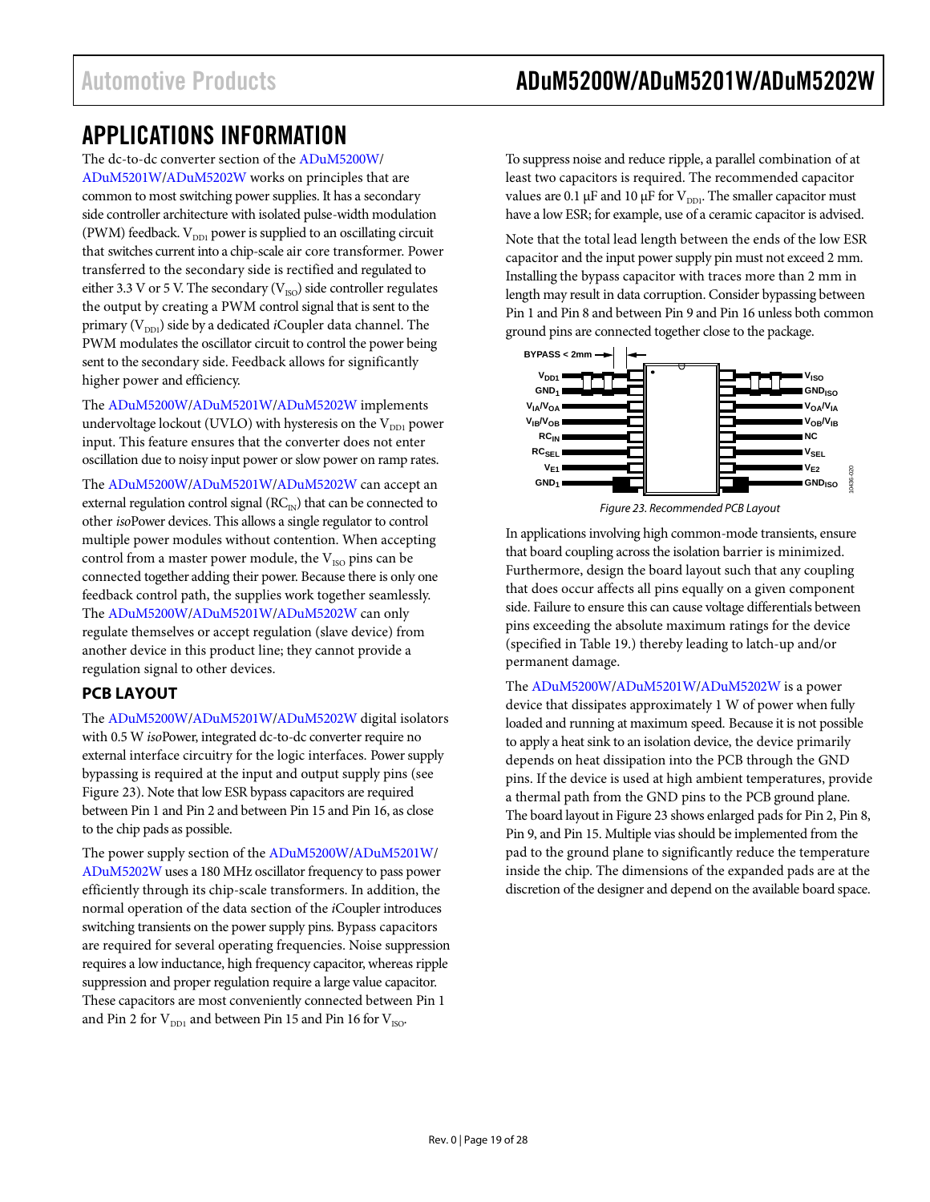# APPLICATIONS INFORMATION

The dc-to-dc converter section of the ADuM5200W/ADuM5201W/ADuM5202W works on principles that are common to most switching power supplies. It has a secondary side controller architecture with isolated pulse-width modulation (PWM) feedback. $V_{DD1}$ power is supplied to an oscillating circuit that switches current into a chip-scale air core transformer. Power transferred to the secondary side is rectified and regulated to either 3.3 V or 5 V. The secondary ($V_{ISO}$) side controller regulates the output by creating a PWM control signal that is sent to the primary ($V_{DD1}$) side by a dedicated *i*Coupler data channel. The PWM modulates the oscillator circuit to control the power being sent to the secondary side. Feedback allows for significantly higher power and efficiency.

The ADuM5200W/ADuM5201W/ADuM5202W implements undervoltage lockout (UVLO) with hysteresis on the $V_{DD1}$ power input. This feature ensures that the converter does not enter oscillation due to noisy input power or slow power on ramp rates.

The ADuM5200W/ADuM5201W/ADuM5202W can accept an external regulation control signal ($RC_{IN}$) that can be connected to other *iso*Power devices. This allows a single regulator to control multiple power modules without contention. When accepting control from a master power module, the $V_{ISO}$ pins can be connected together adding their power. Because there is only one feedback control path, the supplies work together seamlessly. The ADuM5200W/ADuM5201W/ADuM5202W can only regulate themselves or accept regulation (slave device) from another device in this product line; they cannot provide a regulation signal to other devices.

## PCB LAYOUT

The ADuM5200W/ADuM5201W/ADuM5202W digital isolators with 0.5 W *iso*Power, integrated dc-to-dc converter require no external interface circuitry for the logic interfaces. Power supply bypassing is required at the input and output supply pins (see Figure 23). Note that low ESR bypass capacitors are required between Pin 1 and Pin 2 and between Pin 15 and Pin 16, as close to the chip pads as possible.

The power supply section of the ADuM5200W/ADuM5201W/ADuM5202W uses a 180 MHz oscillator frequency to pass power efficiently through its chip-scale transformers. In addition, the normal operation of the data section of the *i*Coupler introduces switching transients on the power supply pins. Bypass capacitors are required for several operating frequencies. Noise suppression requires a low inductance, high frequency capacitor, whereas ripple suppression and proper regulation require a large value capacitor. These capacitors are most conveniently connected between Pin 1 and Pin 2 for $V_{DD1}$ and between Pin 15 and Pin 16 for $V_{ISO}$.

To suppress noise and reduce ripple, a parallel combination of at least two capacitors is required. The recommended capacitor values are 0.1 µF and 10 µF for $V_{DD1}$. The smaller capacitor must have a low ESR; for example, use of a ceramic capacitor is advised.

Note that the total lead length between the ends of the low ESR capacitor and the input power supply pin must not exceed 2 mm. Installing the bypass capacitor with traces more than 2 mm in length may result in data corruption. Consider bypassing between Pin 1 and Pin 8 and between Pin 9 and Pin 16 unless both common ground pins are connected together close to the package.

BYPASS < 2mm

$V_{DD1}$
$GND_1$
$V_{IA}/V_{OA}$
$V_{IB}/V_{OB}$
$RC_{IN}$
$RC_{SEL}$
$V_{E1}$
$GND_1$

$V_{ISO}$
$GND_{ISO}$
$V_{OA}/V_{IA}$
$V_{OB}/V_{IB}$
NC
$V_{SEL}$
$V_{E2}$
$GND_{ISO}$

10436-020

Figure 23. Recommended PCB Layout

In applications involving high common-mode transients, ensure that board coupling across the isolation barrier is minimized. Furthermore, design the board layout such that any coupling that does occur affects all pins equally on a given component side. Failure to ensure this can cause voltage differentials between pins exceeding the absolute maximum ratings for the device (specified in Table 19.) thereby leading to latch-up and/or permanent damage.

The ADuM5200W/ADuM5201W/ADuM5202W is a power device that dissipates approximately 1 W of power when fully loaded and running at maximum speed. Because it is not possible to apply a heat sink to an isolation device, the device primarily depends on heat dissipation into the PCB through the GND pins. If the device is used at high ambient temperatures, provide a thermal path from the GND pins to the PCB ground plane. The board layout in Figure 23 shows enlarged pads for Pin 2, Pin 8, Pin 9, and Pin 15. Multiple vias should be implemented from the pad to the ground plane to significantly reduce the temperature inside the chip. The dimensions of the expanded pads are at the discretion of the designer and depend on the available board space.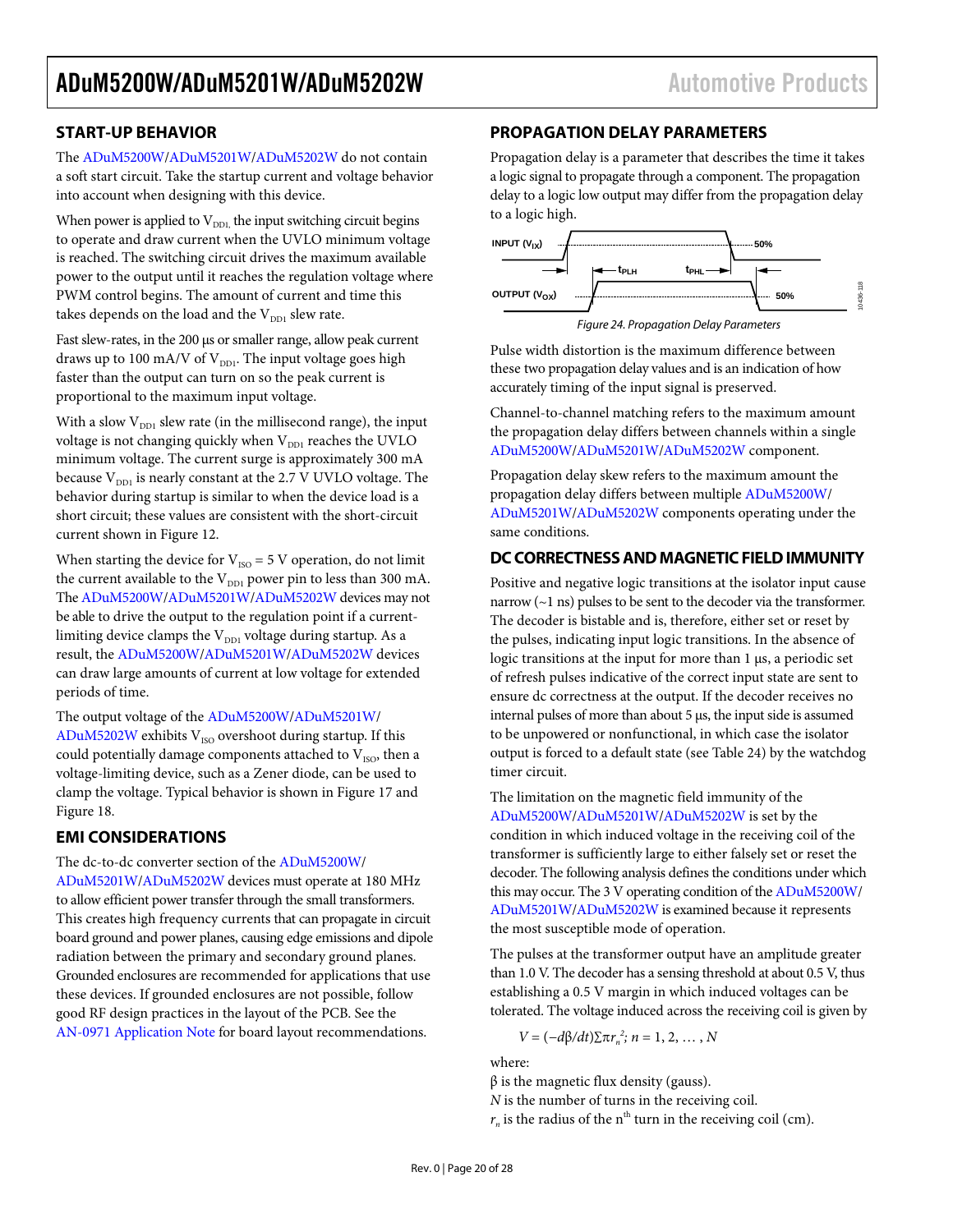## START-UP BEHAVIOR

The ADuM5200W/ADuM5201W/ADuM5202W do not contain a soft start circuit. Take the startup current and voltage behavior into account when designing with this device.

When power is applied to $V_{DD1}$, the input switching circuit begins to operate and draw current when the UVLO minimum voltage is reached. The switching circuit drives the maximum available power to the output until it reaches the regulation voltage where PWM control begins. The amount of current and time this takes depends on the load and the $V_{DD1}$ slew rate.

Fast slew-rates, in the 200 µs or smaller range, allow peak current draws up to 100 mA/V of $V_{DD1}$. The input voltage goes high faster than the output can turn on so the peak current is proportional to the maximum input voltage.

With a slow $V_{DD1}$ slew rate (in the millisecond range), the input voltage is not changing quickly when $V_{DD1}$ reaches the UVLO minimum voltage. The current surge is approximately 300 mA because $V_{DD1}$ is nearly constant at the 2.7 V UVLO voltage. The behavior during startup is similar to when the device load is a short circuit; these values are consistent with the short-circuit current shown in Figure 12.

When starting the device for $V_{ISO}$ = 5 V operation, do not limit the current available to the $V_{DD1}$ power pin to less than 300 mA. The ADuM5200W/ADuM5201W/ADuM5202W devices may not be able to drive the output to the regulation point if a current-limiting device clamps the $V_{DD1}$ voltage during startup. As a result, the ADuM5200W/ADuM5201W/ADuM5202W devices can draw large amounts of current at low voltage for extended periods of time.

The output voltage of the ADuM5200W/ADuM5201W/ADuM5202W exhibits $V_{ISO}$ overshoot during startup. If this could potentially damage components attached to $V_{ISO}$, then a voltage-limiting device, such as a Zener diode, can be used to clamp the voltage. Typical behavior is shown in Figure 17 and Figure 18.

## EMI CONSIDERATIONS

The dc-to-dc converter section of the ADuM5200W/ADuM5201W/ADuM5202W devices must operate at 180 MHz to allow efficient power transfer through the small transformers. This creates high frequency currents that can propagate in circuit board ground and power planes, causing edge emissions and dipole radiation between the primary and secondary ground planes. Grounded enclosures are recommended for applications that use these devices. If grounded enclosures are not possible, follow good RF design practices in the layout of the PCB. See the AN-0971 Application Note for board layout recommendations.

## PROPAGATION DELAY PARAMETERS

Propagation delay is a parameter that describes the time it takes a logic signal to propagate through a component. The propagation delay to a logic low output may differ from the propagation delay to a logic high.

INPUT ($V_{IX}$)
50%
$t_{PLH}$
$t_{PHL}$
OUTPUT ($V_{OX}$)
50%
10436-118

Figure 24. Propagation Delay Parameters

Pulse width distortion is the maximum difference between these two propagation delay values and is an indication of how accurately timing of the input signal is preserved.

Channel-to-channel matching refers to the maximum amount the propagation delay differs between channels within a single ADuM5200W/ADuM5201W/ADuM5202W component.

Propagation delay skew refers to the maximum amount the propagation delay differs between multiple ADuM5200W/ADuM5201W/ADuM5202W components operating under the same conditions.

## DC CORRECTNESS AND MAGNETIC FIELD IMMUNITY

Positive and negative logic transitions at the isolator input cause narrow (~1 ns) pulses to be sent to the decoder via the transformer. The decoder is bistable and is, therefore, either set or reset by the pulses, indicating input logic transitions. In the absence of logic transitions at the input for more than 1 µs, a periodic set of refresh pulses indicative of the correct input state are sent to ensure dc correctness at the output. If the decoder receives no internal pulses of more than about 5 µs, the input side is assumed to be unpowered or nonfunctional, in which case the isolator output is forced to a default state (see Table 24) by the watchdog timer circuit.

The limitation on the magnetic field immunity of the ADuM5200W/ADuM5201W/ADuM5202W is set by the condition in which induced voltage in the receiving coil of the transformer is sufficiently large to either falsely set or reset the decoder. The following analysis defines the conditions under which this may occur. The 3 V operating condition of the ADuM5200W/ADuM5201W/ADuM5202W is examined because it represents the most susceptible mode of operation.

The pulses at the transformer output have an amplitude greater than 1.0 V. The decoder has a sensing threshold at about 0.5 V, thus establishing a 0.5 V margin in which induced voltages can be tolerated. The voltage induced across the receiving coil is given by

$$V = (-d\beta/dt)\Sigma\pi r_n^2;\ n = 1, 2, \ldots, N$$

where:
β is the magnetic flux density (gauss).
$N$ is the number of turns in the receiving coil.
$r_n$ is the radius of the n^th turn in the receiving coil (cm).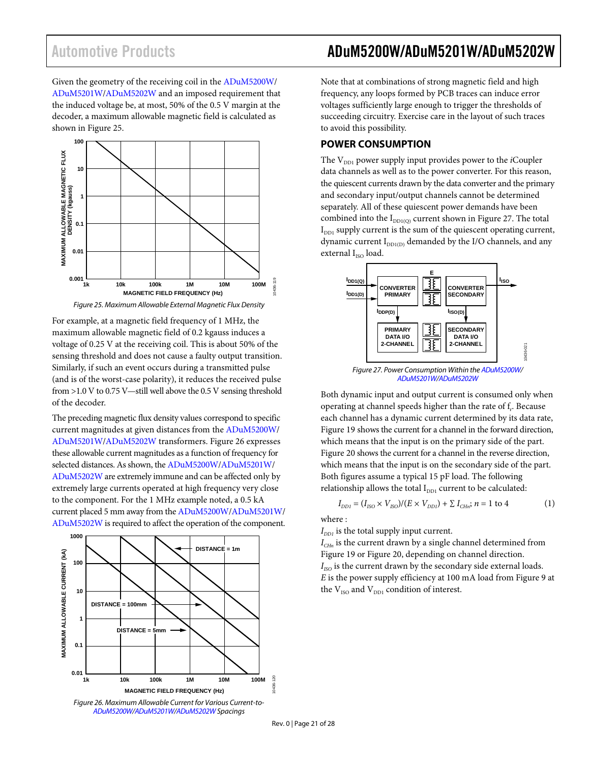Given the geometry of the receiving coil in the ADuM5200W/ ADuM5201W/ADuM5202W and an imposed requirement that the induced voltage be, at most, 50% of the 0.5 V margin at the decoder, a maximum allowable magnetic field is calculated as shown in Figure 25.

MAXIMUM ALLOWABLE MAGNETIC FLUX DENSITY (kgauss)
100
10
1
0.1
0.01
0.001
1k
10k
100k
1M
10M
100M
MAGNETIC FIELD FREQUENCY (Hz)
10436-119

Figure 25. Maximum Allowable External Magnetic Flux Density

For example, at a magnetic field frequency of 1 MHz, the maximum allowable magnetic field of 0.2 kgauss induces a voltage of 0.25 V at the receiving coil. This is about 50% of the sensing threshold and does not cause a faulty output transition. Similarly, if such an event occurs during a transmitted pulse (and is of the worst-case polarity), it reduces the received pulse from >1.0 V to 0.75 V—still well above the 0.5 V sensing threshold of the decoder.

The preceding magnetic flux density values correspond to specific current magnitudes at given distances from the ADuM5200W/ ADuM5201W/ADuM5202W transformers. Figure 26 expresses these allowable current magnitudes as a function of frequency for selected distances. As shown, the ADuM5200W/ADuM5201W/ ADuM5202W are extremely immune and can be affected only by extremely large currents operated at high frequency very close to the component. For the 1 MHz example noted, a 0.5 kA current placed 5 mm away from the ADuM5200W/ADuM5201W/ ADuM5202W is required to affect the operation of the component.

MAXIMUM ALLOWABLE CURRENT (kA)
1000
100
10
1
0.1
0.01
1k
10k
100k
1M
10M
100M
MAGNETIC FIELD FREQUENCY (Hz)
DISTANCE = 1m
DISTANCE = 100mm
DISTANCE = 5mm
10436-120

Figure 26. Maximum Allowable Current for Various Current-to-ADuM5200W/ADuM5201W/ADuM5202W Spacings

Note that at combinations of strong magnetic field and high frequency, any loops formed by PCB traces can induce error voltages sufficiently large enough to trigger the thresholds of succeeding circuitry. Exercise care in the layout of such traces to avoid this possibility.

## POWER CONSUMPTION

The $V_{DD1}$ power supply input provides power to the *i*Coupler data channels as well as to the power converter. For this reason, the quiescent currents drawn by the data converter and the primary and secondary input/output channels cannot be determined separately. All of these quiescent power demands have been combined into the $I_{DD1(Q)}$ current shown in Figure 27. The total $I_{DD1}$ supply current is the sum of the quiescent operating current, dynamic current $I_{DD1(D)}$ demanded by the I/O channels, and any external $I_{ISO}$ load.

$I_{DD1(Q)}$
$I_{DD1(D)}$
E
CONVERTER PRIMARY
CONVERTER SECONDARY
$I_{ISO}$
$I_{DDP(D)}$
$I_{ISO(D)}$
PRIMARY DATA I/O 2-CHANNEL
SECONDARY DATA I/O 2-CHANNEL
10436-021

Figure 27. Power Consumption Within the ADuM5200W/ ADuM5201W/ADuM5202W

Both dynamic input and output current is consumed only when operating at channel speeds higher than the rate of $f_r$. Because each channel has a dynamic current determined by its data rate, Figure 19 shows the current for a channel in the forward direction, which means that the input is on the primary side of the part. Figure 20 shows the current for a channel in the reverse direction, which means that the input is on the secondary side of the part. Both figures assume a typical 15 pF load. The following relationship allows the total $I_{DD1}$ current to be calculated:

$$I_{DD1} = (I_{ISO} \times V_{ISO})/(E \times V_{DD1}) + \sum I_{CHn};\ n = 1 \text{ to } 4 \qquad (1)$$

where :

$I_{DD1}$ is the total supply input current.
$I_{CHn}$ is the current drawn by a single channel determined from Figure 19 or Figure 20, depending on channel direction.
$I_{ISO}$ is the current drawn by the secondary side external loads.
$E$ is the power supply efficiency at 100 mA load from Figure 9 at the $V_{ISO}$ and $V_{DD1}$ condition of interest.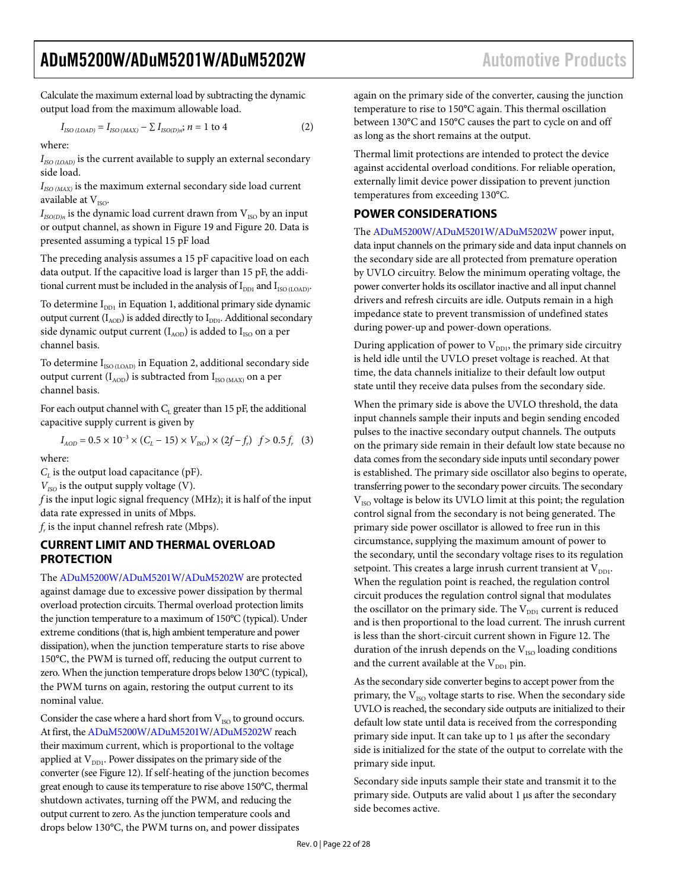Calculate the maximum external load by subtracting the dynamic output load from the maximum allowable load.

$$I_{ISO\,(LOAD)} = I_{ISO\,(MAX)} - \sum I_{ISO(D)n};\ n = 1 \text{ to } 4 \quad (2)$$

where:

$I_{ISO\,(LOAD)}$ is the current available to supply an external secondary side load.

$I_{ISO\,(MAX)}$ is the maximum external secondary side load current available at $V_{ISO}$.

$I_{ISO(D)n}$ is the dynamic load current drawn from $V_{ISO}$ by an input or output channel, as shown in Figure 19 and Figure 20. Data is presented assuming a typical 15 pF load

The preceding analysis assumes a 15 pF capacitive load on each data output. If the capacitive load is larger than 15 pF, the additional current must be included in the analysis of $I_{DD1}$ and $I_{ISO\,(LOAD)}$.

To determine $I_{DD1}$ in Equation 1, additional primary side dynamic output current ($I_{AOD}$) is added directly to $I_{DD1}$. Additional secondary side dynamic output current ($I_{AOD}$) is added to $I_{ISO}$ on a per channel basis.

To determine $I_{ISO\,(LOAD)}$ in Equation 2, additional secondary side output current ($I_{AOD}$) is subtracted from $I_{ISO\,(MAX)}$ on a per channel basis.

For each output channel with $C_L$ greater than 15 pF, the additional capacitive supply current is given by

$$I_{AOD} = 0.5 \times 10^{-3} \times (C_L - 15) \times V_{ISO}) \times (2f - f_r) \quad f > 0.5\, f_r \quad (3)$$

where:

$C_L$ is the output load capacitance (pF).

$V_{ISO}$ is the output supply voltage (V).

$f$ is the input logic signal frequency (MHz); it is half of the input data rate expressed in units of Mbps.

$f_r$ is the input channel refresh rate (Mbps).

## CURRENT LIMIT AND THERMAL OVERLOAD PROTECTION

The ADuM5200W/ADuM5201W/ADuM5202W are protected against damage due to excessive power dissipation by thermal overload protection circuits. Thermal overload protection limits the junction temperature to a maximum of 150°C (typical). Under extreme conditions (that is, high ambient temperature and power dissipation), when the junction temperature starts to rise above 150°C, the PWM is turned off, reducing the output current to zero. When the junction temperature drops below 130°C (typical), the PWM turns on again, restoring the output current to its nominal value.

Consider the case where a hard short from $V_{ISO}$ to ground occurs. At first, the ADuM5200W/ADuM5201W/ADuM5202W reach their maximum current, which is proportional to the voltage applied at $V_{DD1}$. Power dissipates on the primary side of the converter (see Figure 12). If self-heating of the junction becomes great enough to cause its temperature to rise above 150°C, thermal shutdown activates, turning off the PWM, and reducing the output current to zero. As the junction temperature cools and drops below 130°C, the PWM turns on, and power dissipates again on the primary side of the converter, causing the junction temperature to rise to 150°C again. This thermal oscillation between 130°C and 150°C causes the part to cycle on and off as long as the short remains at the output.

Thermal limit protections are intended to protect the device against accidental overload conditions. For reliable operation, externally limit device power dissipation to prevent junction temperatures from exceeding 130°C.

## POWER CONSIDERATIONS

The ADuM5200W/ADuM5201W/ADuM5202W power input, data input channels on the primary side and data input channels on the secondary side are all protected from premature operation by UVLO circuitry. Below the minimum operating voltage, the power converter holds its oscillator inactive and all input channel drivers and refresh circuits are idle. Outputs remain in a high impedance state to prevent transmission of undefined states during power-up and power-down operations.

During application of power to $V_{DD1}$, the primary side circuitry is held idle until the UVLO preset voltage is reached. At that time, the data channels initialize to their default low output state until they receive data pulses from the secondary side.

When the primary side is above the UVLO threshold, the data input channels sample their inputs and begin sending encoded pulses to the inactive secondary output channels. The outputs on the primary side remain in their default low state because no data comes from the secondary side inputs until secondary power is established. The primary side oscillator also begins to operate, transferring power to the secondary power circuits. The secondary $V_{ISO}$ voltage is below its UVLO limit at this point; the regulation control signal from the secondary is not being generated. The primary side power oscillator is allowed to free run in this circumstance, supplying the maximum amount of power to the secondary, until the secondary voltage rises to its regulation setpoint. This creates a large inrush current transient at $V_{DD1}$. When the regulation point is reached, the regulation control circuit produces the regulation control signal that modulates the oscillator on the primary side. The $V_{DD1}$ current is reduced and is then proportional to the load current. The inrush current is less than the short-circuit current shown in Figure 12. The duration of the inrush depends on the $V_{ISO}$ loading conditions and the current available at the $V_{DD1}$ pin.

As the secondary side converter begins to accept power from the primary, the $V_{ISO}$ voltage starts to rise. When the secondary side UVLO is reached, the secondary side outputs are initialized to their default low state until data is received from the corresponding primary side input. It can take up to 1 µs after the secondary side is initialized for the state of the output to correlate with the primary side input.

Secondary side inputs sample their state and transmit it to the primary side. Outputs are valid about 1 µs after the secondary side becomes active.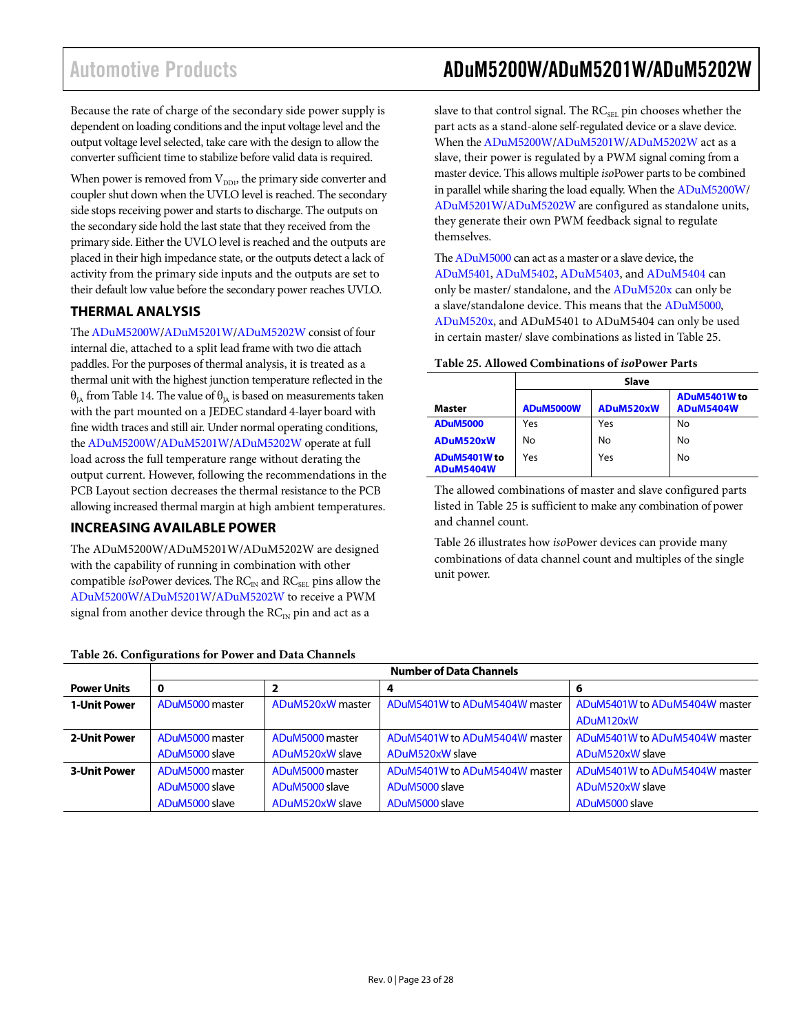Because the rate of charge of the secondary side power supply is dependent on loading conditions and the input voltage level and the output voltage level selected, take care with the design to allow the converter sufficient time to stabilize before valid data is required.

When power is removed from $V_{DD1}$, the primary side converter and coupler shut down when the UVLO level is reached. The secondary side stops receiving power and starts to discharge. The outputs on the secondary side hold the last state that they received from the primary side. Either the UVLO level is reached and the outputs are placed in their high impedance state, or the outputs detect a lack of activity from the primary side inputs and the outputs are set to their default low value before the secondary power reaches UVLO.

## THERMAL ANALYSIS

The ADuM5200W/ADuM5201W/ADuM5202W consist of four internal die, attached to a split lead frame with two die attach paddles. For the purposes of thermal analysis, it is treated as a thermal unit with the highest junction temperature reflected in the $\theta_{JA}$ from Table 14. The value of $\theta_{JA}$ is based on measurements taken with the part mounted on a JEDEC standard 4-layer board with fine width traces and still air. Under normal operating conditions, the ADuM5200W/ADuM5201W/ADuM5202W operate at full load across the full temperature range without derating the output current. However, following the recommendations in the PCB Layout section decreases the thermal resistance to the PCB allowing increased thermal margin at high ambient temperatures.

## INCREASING AVAILABLE POWER

The ADuM5200W/ADuM5201W/ADuM5202W are designed with the capability of running in combination with other compatible *iso*Power devices. The $RC_{IN}$ and $RC_{SEL}$ pins allow the ADuM5200W/ADuM5201W/ADuM5202W to receive a PWM signal from another device through the $RC_{IN}$ pin and act as a slave to that control signal. The $RC_{SEL}$ pin chooses whether the part acts as a stand-alone self-regulated device or a slave device. When the ADuM5200W/ADuM5201W/ADuM5202W act as a slave, their power is regulated by a PWM signal coming from a master device. This allows multiple *iso*Power parts to be combined in parallel while sharing the load equally. When the ADuM5200W/ADuM5201W/ADuM5202W are configured as standalone units, they generate their own PWM feedback signal to regulate themselves.

The ADuM5000 can act as a master or a slave device, the ADuM5401, ADuM5402, ADuM5403, and ADuM5404 can only be master/ standalone, and the ADuM520x can only be a slave/standalone device. This means that the ADuM5000, ADuM520x, and ADuM5401 to ADuM5404 can only be used in certain master/ slave combinations as listed in Table 25.

**Table 25. Allowed Combinations of *iso*Power Parts**

| | Slave | | |
|---|---|---|---|
| **Master** | **ADuM5000W** | **ADuM520xW** | **ADuM5401W to ADuM5404W** |
| **ADuM5000** | Yes | Yes | No |
| **ADuM520xW** | No | No | No |
| **ADuM5401W to ADuM5404W** | Yes | Yes | No |

The allowed combinations of master and slave configured parts listed in Table 25 is sufficient to make any combination of power and channel count.

Table 26 illustrates how *iso*Power devices can provide many combinations of data channel count and multiples of the single unit power.

**Table 26. Configurations for Power and Data Channels**

| | Number of Data Channels | | | |
|---|---|---|---|---|
| **Power Units** | **0** | **2** | **4** | **6** |
| **1-Unit Power** | ADuM5000 master | ADuM520xW master | ADuM5401W to ADuM5404W master | ADuM5401W to ADuM5404W master<br>ADuM120xW |
| **2-Unit Power** | ADuM5000 master<br>ADuM5000 slave | ADuM5000 master<br>ADuM520xW slave | ADuM5401W to ADuM5404W master<br>ADuM520xW slave | ADuM5401W to ADuM5404W master<br>ADuM520xW slave |
| **3-Unit Power** | ADuM5000 master<br>ADuM5000 slave<br>ADuM5000 slave | ADuM5000 master<br>ADuM5000 slave<br>ADuM520xW slave | ADuM5401W to ADuM5404W master<br>ADuM5000 slave<br>ADuM5000 slave | ADuM5401W to ADuM5404W master<br>ADuM520xW slave<br>ADuM5000 slave |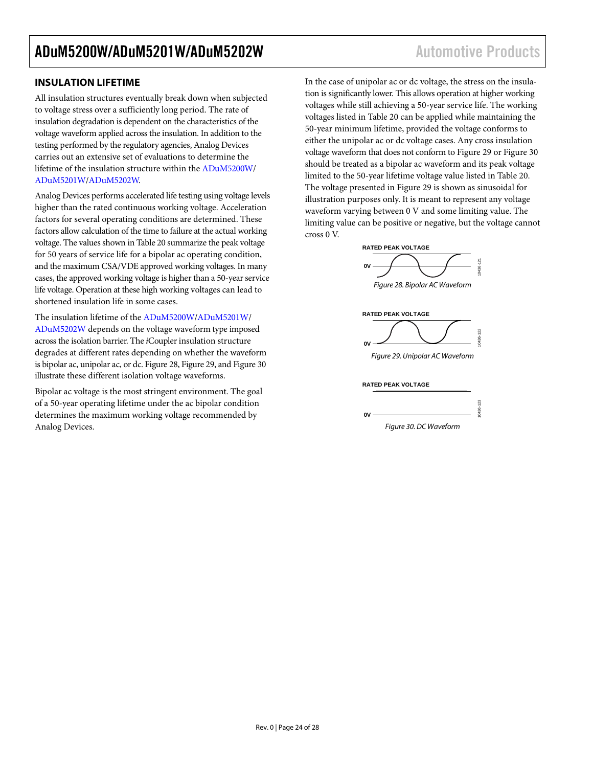## INSULATION LIFETIME

All insulation structures eventually break down when subjected to voltage stress over a sufficiently long period. The rate of insulation degradation is dependent on the characteristics of the voltage waveform applied across the insulation. In addition to the testing performed by the regulatory agencies, Analog Devices carries out an extensive set of evaluations to determine the lifetime of the insulation structure within the ADuM5200W/ADuM5201W/ADuM5202W.

Analog Devices performs accelerated life testing using voltage levels higher than the rated continuous working voltage. Acceleration factors for several operating conditions are determined. These factors allow calculation of the time to failure at the actual working voltage. The values shown in Table 20 summarize the peak voltage for 50 years of service life for a bipolar ac operating condition, and the maximum CSA/VDE approved working voltages. In many cases, the approved working voltage is higher than a 50-year service life voltage. Operation at these high working voltages can lead to shortened insulation life in some cases.

The insulation lifetime of the ADuM5200W/ADuM5201W/ADuM5202W depends on the voltage waveform type imposed across the isolation barrier. The *i*Coupler insulation structure degrades at different rates depending on whether the waveform is bipolar ac, unipolar ac, or dc. Figure 28, Figure 29, and Figure 30 illustrate these different isolation voltage waveforms.

Bipolar ac voltage is the most stringent environment. The goal of a 50-year operating lifetime under the ac bipolar condition determines the maximum working voltage recommended by Analog Devices.

In the case of unipolar ac or dc voltage, the stress on the insulation is significantly lower. This allows operation at higher working voltages while still achieving a 50-year service life. The working voltages listed in Table 20 can be applied while maintaining the 50-year minimum lifetime, provided the voltage conforms to either the unipolar ac or dc voltage cases. Any cross insulation voltage waveform that does not conform to Figure 29 or Figure 30 should be treated as a bipolar ac waveform and its peak voltage limited to the 50-year lifetime voltage value listed in Table 20. The voltage presented in Figure 29 is shown as sinusoidal for illustration purposes only. It is meant to represent any voltage waveform varying between 0 V and some limiting value. The limiting value can be positive or negative, but the voltage cannot cross 0 V.

RATED PEAK VOLTAGE
0V
10436-121

*Figure 28. Bipolar AC Waveform*

RATED PEAK VOLTAGE
0V
10436-122

*Figure 29. Unipolar AC Waveform*

RATED PEAK VOLTAGE
0V
10436-123

*Figure 30. DC Waveform*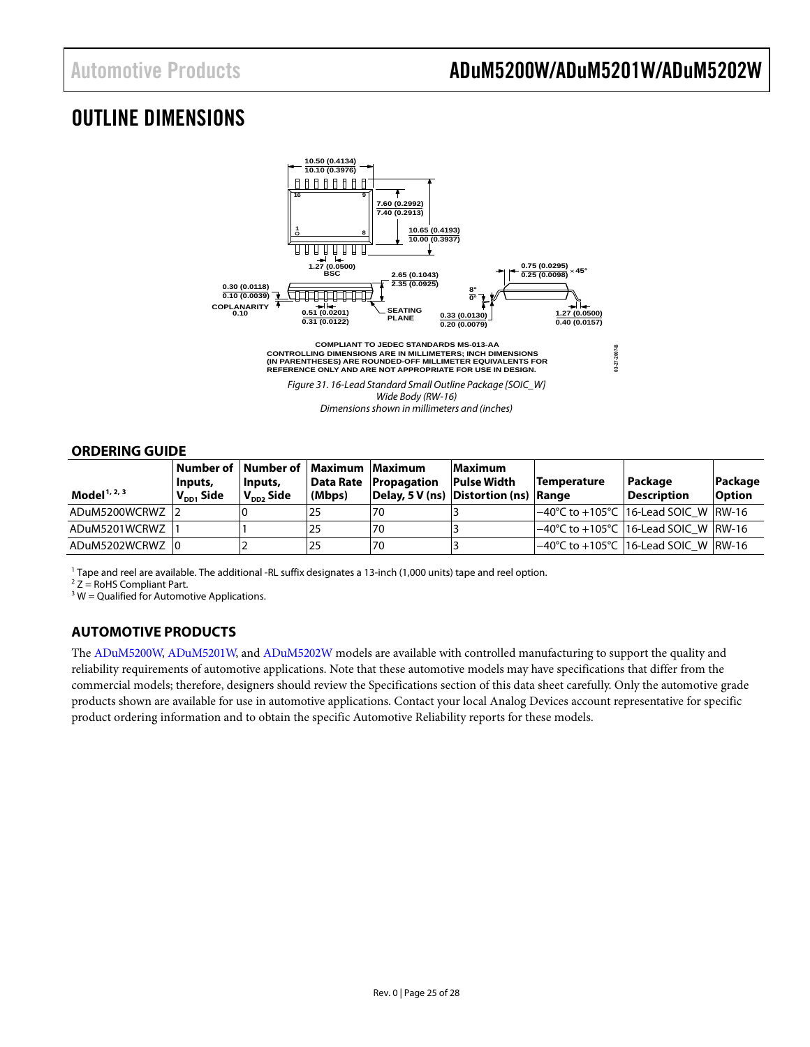# OUTLINE DIMENSIONS

10.50 (0.4134)
10.10 (0.3976)

16
9
1
8

7.60 (0.2992)
7.40 (0.2913)

10.65 (0.4193)
10.00 (0.3937)

1.27 (0.0500)
BSC

0.75 (0.0295)
0.25 (0.0098)
× 45°

2.65 (0.1043)
2.35 (0.0925)

0.30 (0.0118)
0.10 (0.0039)

COPLANARITY
0.10

0.51 (0.0201)
0.31 (0.0122)

SEATING PLANE

8°
0°

0.33 (0.0130)
0.20 (0.0079)

1.27 (0.0500)
0.40 (0.0157)

COMPLIANT TO JEDEC STANDARDS MS-013-AA
CONTROLLING DIMENSIONS ARE IN MILLIMETERS; INCH DIMENSIONS (IN PARENTHESES) ARE ROUNDED-OFF MILLIMETER EQUIVALENTS FOR REFERENCE ONLY AND ARE NOT APPROPRIATE FOR USE IN DESIGN.

03-27-2007-B

*Figure 31. 16-Lead Standard Small Outline Package [SOIC_W] Wide Body (RW-16) Dimensions shown in millimeters and (inches)*

## ORDERING GUIDE

| Model[1, 2, 3] | Number of Inputs, $V_{DD1}$ Side | Number of Inputs, $V_{DD2}$ Side | Maximum Data Rate (Mbps) | Maximum Propagation Delay, 5 V (ns) | Maximum Pulse Width Distortion (ns) | Temperature Range | Package Description | Package Option |
|---|---|---|---|---|---|---|---|---|
| ADuM5200WCRWZ | 2 | 0 | 25 | 70 | 3 | −40°C to +105°C | 16-Lead SOIC_W | RW-16 |
| ADuM5201WCRWZ | 1 | 1 | 25 | 70 | 3 | −40°C to +105°C | 16-Lead SOIC_W | RW-16 |
| ADuM5202WCRWZ | 0 | 2 | 25 | 70 | 3 | −40°C to +105°C | 16-Lead SOIC_W | RW-16 |

[1] Tape and reel are available. The additional -RL suffix designates a 13-inch (1,000 units) tape and reel option.
[2] Z = RoHS Compliant Part.
[3] W = Qualified for Automotive Applications.

## AUTOMOTIVE PRODUCTS

The ADuM5200W, ADuM5201W, and ADuM5202W models are available with controlled manufacturing to support the quality and reliability requirements of automotive applications. Note that these automotive models may have specifications that differ from the commercial models; therefore, designers should review the Specifications section of this data sheet carefully. Only the automotive grade products shown are available for use in automotive applications. Contact your local Analog Devices account representative for specific product ordering information and to obtain the specific Automotive Reliability reports for these models.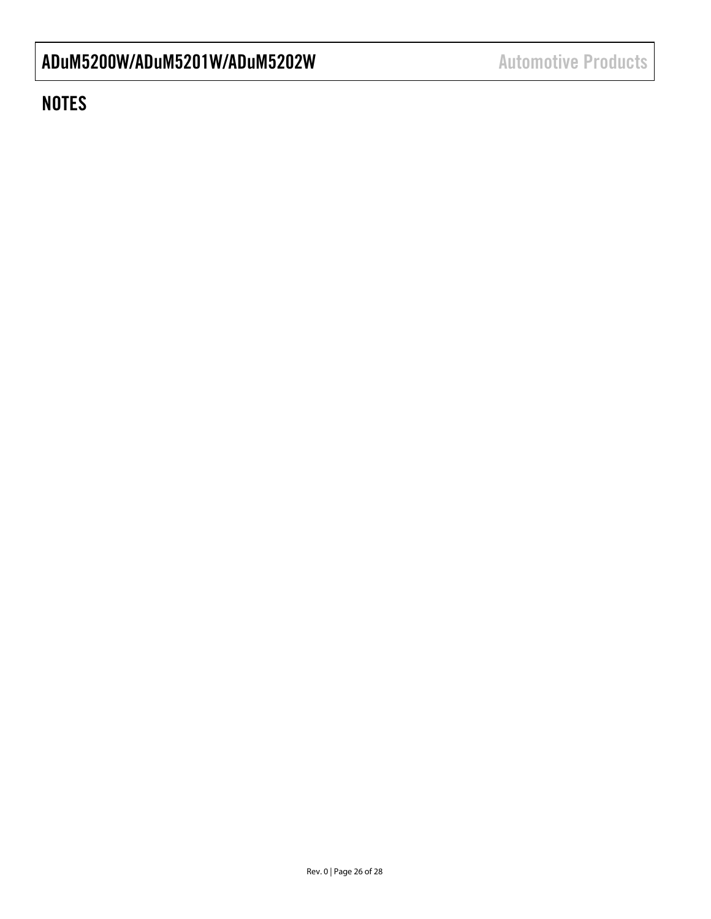## NOTES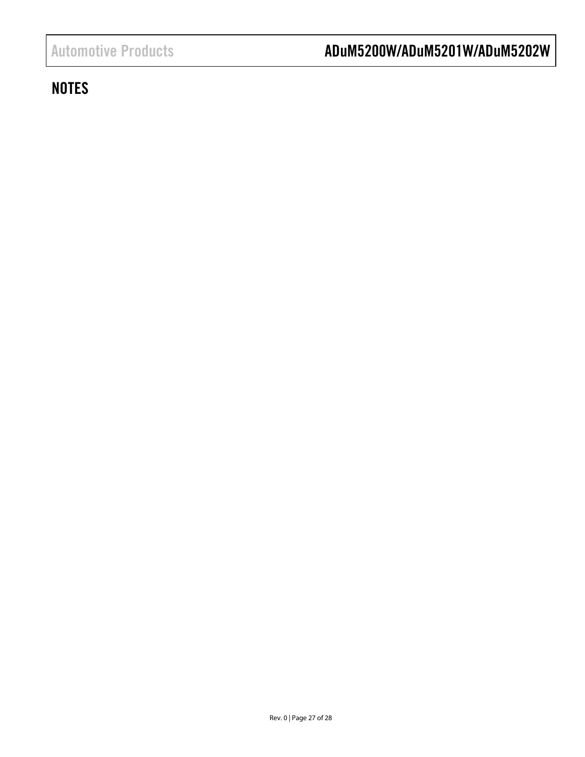## NOTES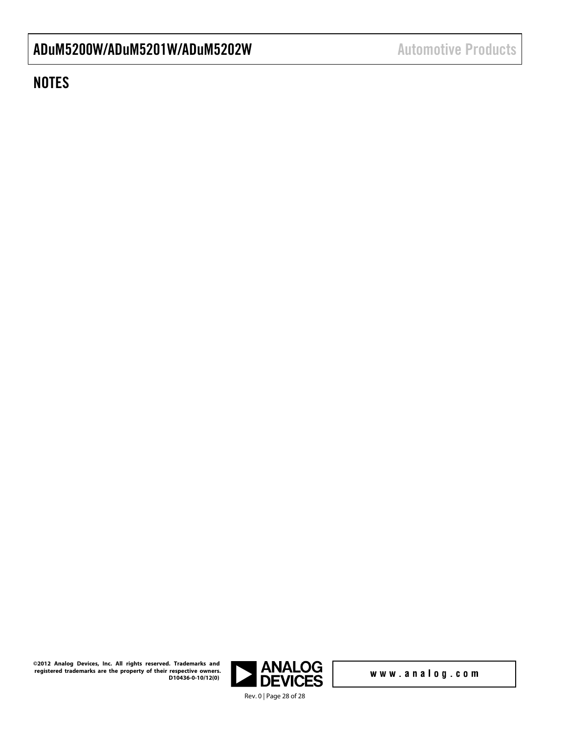## NOTES

©2012 Analog Devices, Inc. All rights reserved. Trademarks and registered trademarks are the property of their respective owners.
D10436-0-10/12(0)

www.analog.com